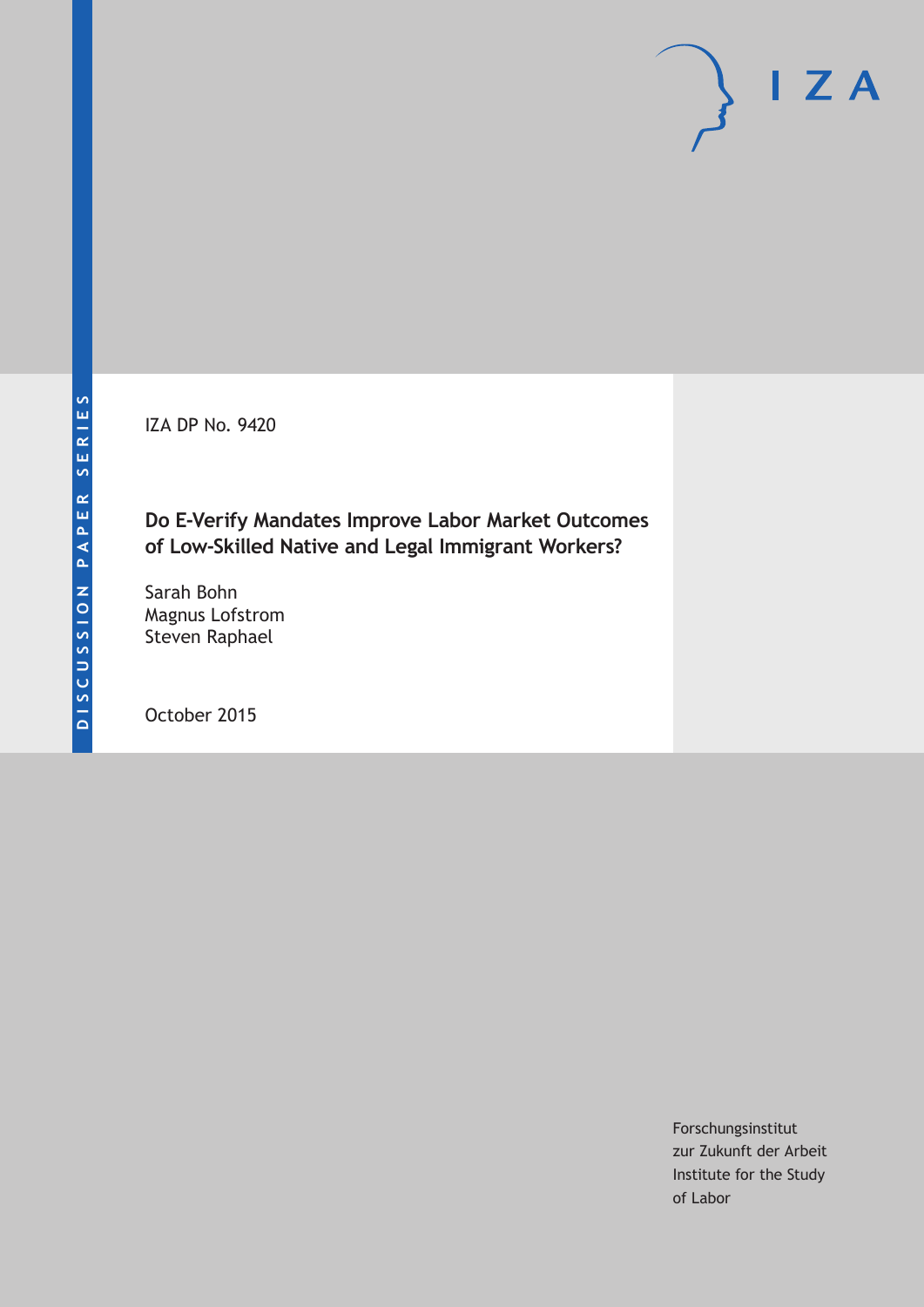DISCUSSION PAPER SERIES

IZA DP No. 9420

# Do E-Verify Mandates Improve Labor Market Outcomes of Low-Skilled Native and Legal Immigrant Workers?

Sarah Bohn
Magnus Lofstrom
Steven Raphael

October 2015

Forschungsinstitut
zur Zukunft der Arbeit
Institute for the Study
of Labor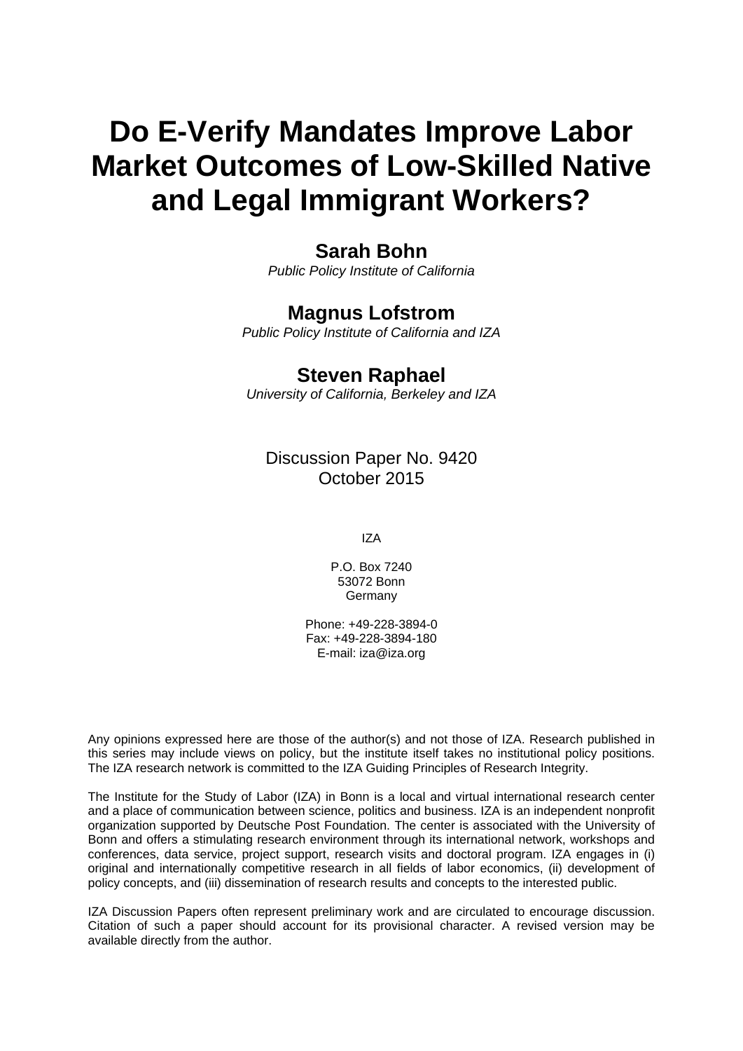# Do E-Verify Mandates Improve Labor Market Outcomes of Low-Skilled Native and Legal Immigrant Workers?

**Sarah Bohn**
*Public Policy Institute of California*

**Magnus Lofstrom**
*Public Policy Institute of California and IZA*

**Steven Raphael**
*University of California, Berkeley and IZA*

Discussion Paper No. 9420
October 2015

IZA

P.O. Box 7240
53072 Bonn
Germany

Phone: +49-228-3894-0
Fax: +49-228-3894-180
E-mail: iza@iza.org

Any opinions expressed here are those of the author(s) and not those of IZA. Research published in this series may include views on policy, but the institute itself takes no institutional policy positions. The IZA research network is committed to the IZA Guiding Principles of Research Integrity.

The Institute for the Study of Labor (IZA) in Bonn is a local and virtual international research center and a place of communication between science, politics and business. IZA is an independent nonprofit organization supported by Deutsche Post Foundation. The center is associated with the University of Bonn and offers a stimulating research environment through its international network, workshops and conferences, data service, project support, research visits and doctoral program. IZA engages in (i) original and internationally competitive research in all fields of labor economics, (ii) development of policy concepts, and (iii) dissemination of research results and concepts to the interested public.

IZA Discussion Papers often represent preliminary work and are circulated to encourage discussion. Citation of such a paper should account for its provisional character. A revised version may be available directly from the author.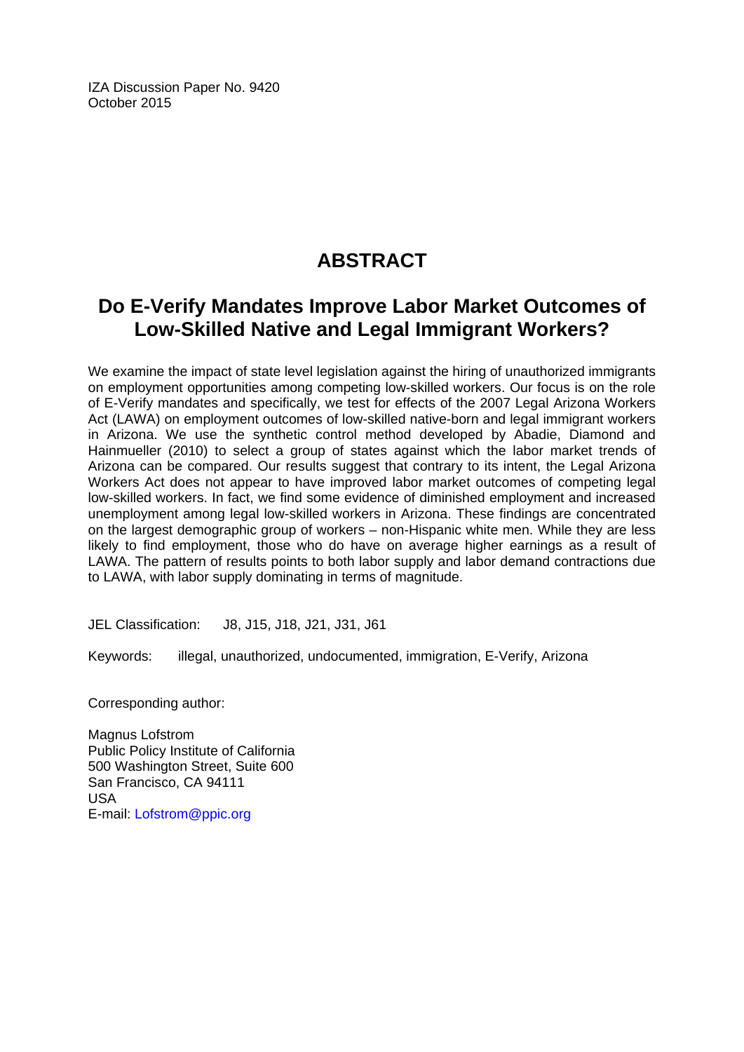IZA Discussion Paper No. 9420
October 2015

# ABSTRACT

## Do E-Verify Mandates Improve Labor Market Outcomes of Low-Skilled Native and Legal Immigrant Workers?

We examine the impact of state level legislation against the hiring of unauthorized immigrants on employment opportunities among competing low-skilled workers. Our focus is on the role of E-Verify mandates and specifically, we test for effects of the 2007 Legal Arizona Workers Act (LAWA) on employment outcomes of low-skilled native-born and legal immigrant workers in Arizona. We use the synthetic control method developed by Abadie, Diamond and Hainmueller (2010) to select a group of states against which the labor market trends of Arizona can be compared. Our results suggest that contrary to its intent, the Legal Arizona Workers Act does not appear to have improved labor market outcomes of competing legal low-skilled workers. In fact, we find some evidence of diminished employment and increased unemployment among legal low-skilled workers in Arizona. These findings are concentrated on the largest demographic group of workers – non-Hispanic white men. While they are less likely to find employment, those who do have on average higher earnings as a result of LAWA. The pattern of results points to both labor supply and labor demand contractions due to LAWA, with labor supply dominating in terms of magnitude.

JEL Classification: J8, J15, J18, J21, J31, J61

Keywords: illegal, unauthorized, undocumented, immigration, E-Verify, Arizona

Corresponding author:

Magnus Lofstrom
Public Policy Institute of California
500 Washington Street, Suite 600
San Francisco, CA 94111
USA
E-mail: Lofstrom@ppic.org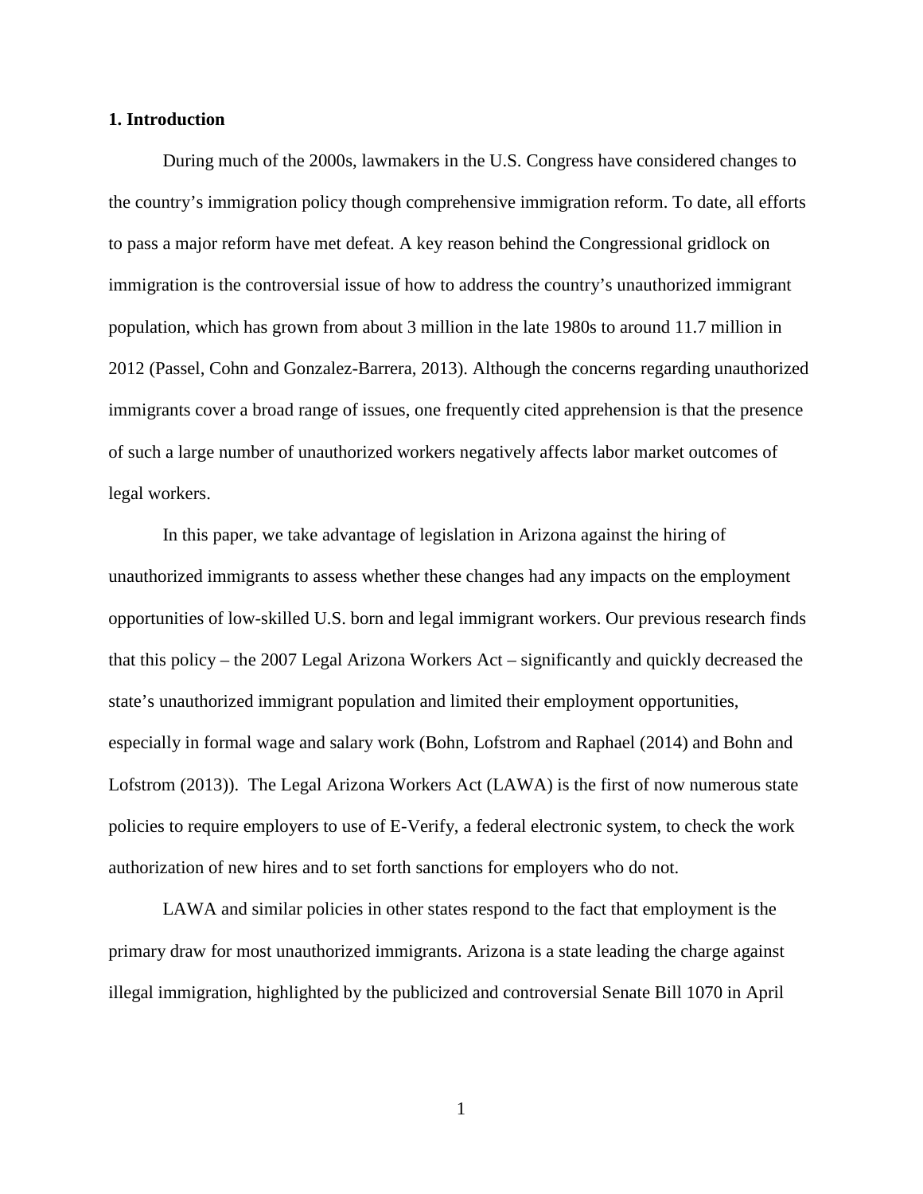## 1. Introduction

During much of the 2000s, lawmakers in the U.S. Congress have considered changes to the country's immigration policy though comprehensive immigration reform. To date, all efforts to pass a major reform have met defeat. A key reason behind the Congressional gridlock on immigration is the controversial issue of how to address the country's unauthorized immigrant population, which has grown from about 3 million in the late 1980s to around 11.7 million in 2012 (Passel, Cohn and Gonzalez-Barrera, 2013). Although the concerns regarding unauthorized immigrants cover a broad range of issues, one frequently cited apprehension is that the presence of such a large number of unauthorized workers negatively affects labor market outcomes of legal workers.

In this paper, we take advantage of legislation in Arizona against the hiring of unauthorized immigrants to assess whether these changes had any impacts on the employment opportunities of low-skilled U.S. born and legal immigrant workers. Our previous research finds that this policy – the 2007 Legal Arizona Workers Act – significantly and quickly decreased the state's unauthorized immigrant population and limited their employment opportunities, especially in formal wage and salary work (Bohn, Lofstrom and Raphael (2014) and Bohn and Lofstrom (2013)). The Legal Arizona Workers Act (LAWA) is the first of now numerous state policies to require employers to use of E-Verify, a federal electronic system, to check the work authorization of new hires and to set forth sanctions for employers who do not.

LAWA and similar policies in other states respond to the fact that employment is the primary draw for most unauthorized immigrants. Arizona is a state leading the charge against illegal immigration, highlighted by the publicized and controversial Senate Bill 1070 in April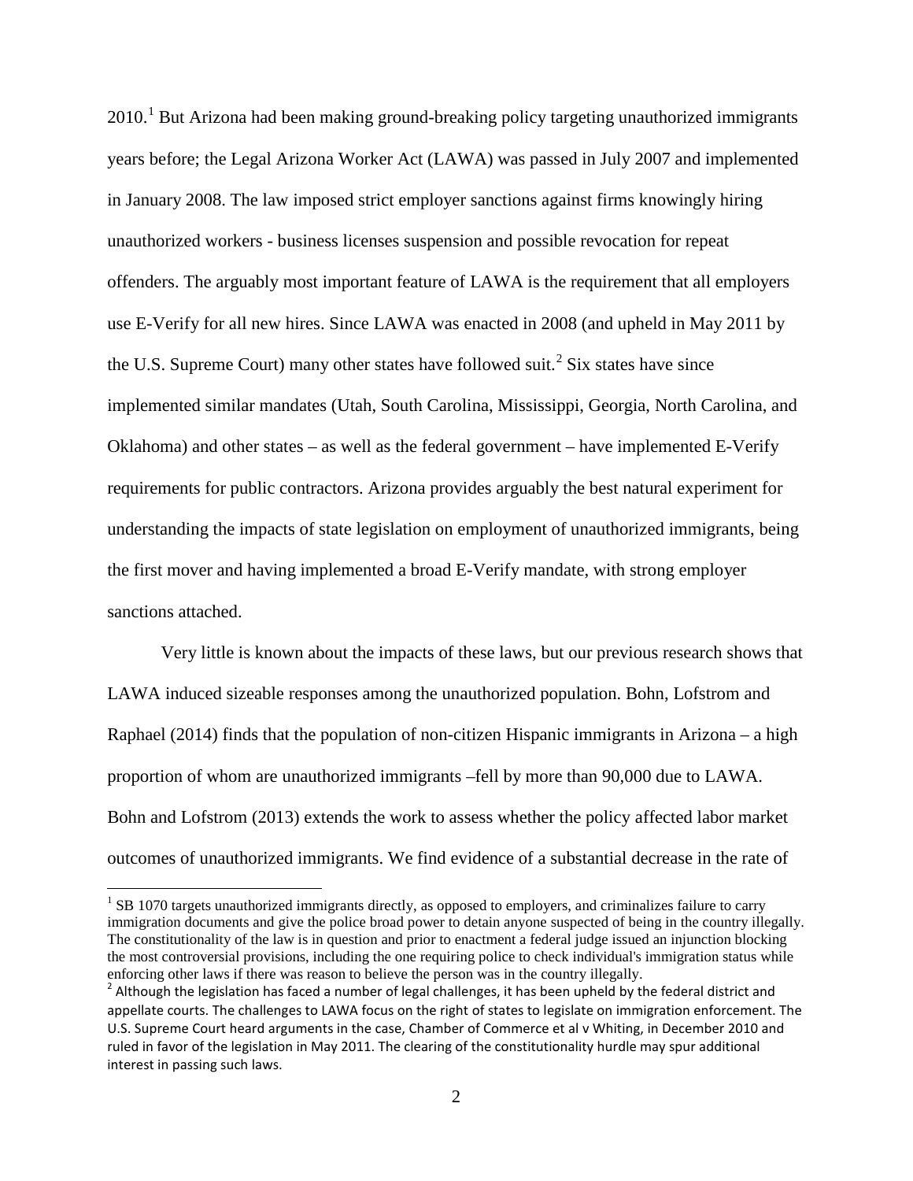2010.[1] But Arizona had been making ground-breaking policy targeting unauthorized immigrants years before; the Legal Arizona Worker Act (LAWA) was passed in July 2007 and implemented in January 2008. The law imposed strict employer sanctions against firms knowingly hiring unauthorized workers - business licenses suspension and possible revocation for repeat offenders. The arguably most important feature of LAWA is the requirement that all employers use E-Verify for all new hires. Since LAWA was enacted in 2008 (and upheld in May 2011 by the U.S. Supreme Court) many other states have followed suit.[2] Six states have since implemented similar mandates (Utah, South Carolina, Mississippi, Georgia, North Carolina, and Oklahoma) and other states – as well as the federal government – have implemented E-Verify requirements for public contractors. Arizona provides arguably the best natural experiment for understanding the impacts of state legislation on employment of unauthorized immigrants, being the first mover and having implemented a broad E-Verify mandate, with strong employer sanctions attached.

Very little is known about the impacts of these laws, but our previous research shows that LAWA induced sizeable responses among the unauthorized population. Bohn, Lofstrom and Raphael (2014) finds that the population of non-citizen Hispanic immigrants in Arizona – a high proportion of whom are unauthorized immigrants –fell by more than 90,000 due to LAWA. Bohn and Lofstrom (2013) extends the work to assess whether the policy affected labor market outcomes of unauthorized immigrants. We find evidence of a substantial decrease in the rate of

---

[1] SB 1070 targets unauthorized immigrants directly, as opposed to employers, and criminalizes failure to carry immigration documents and give the police broad power to detain anyone suspected of being in the country illegally. The constitutionality of the law is in question and prior to enactment a federal judge issued an injunction blocking the most controversial provisions, including the one requiring police to check individual's immigration status while enforcing other laws if there was reason to believe the person was in the country illegally.

[2] Although the legislation has faced a number of legal challenges, it has been upheld by the federal district and appellate courts. The challenges to LAWA focus on the right of states to legislate on immigration enforcement. The U.S. Supreme Court heard arguments in the case, Chamber of Commerce et al v Whiting, in December 2010 and ruled in favor of the legislation in May 2011. The clearing of the constitutionality hurdle may spur additional interest in passing such laws.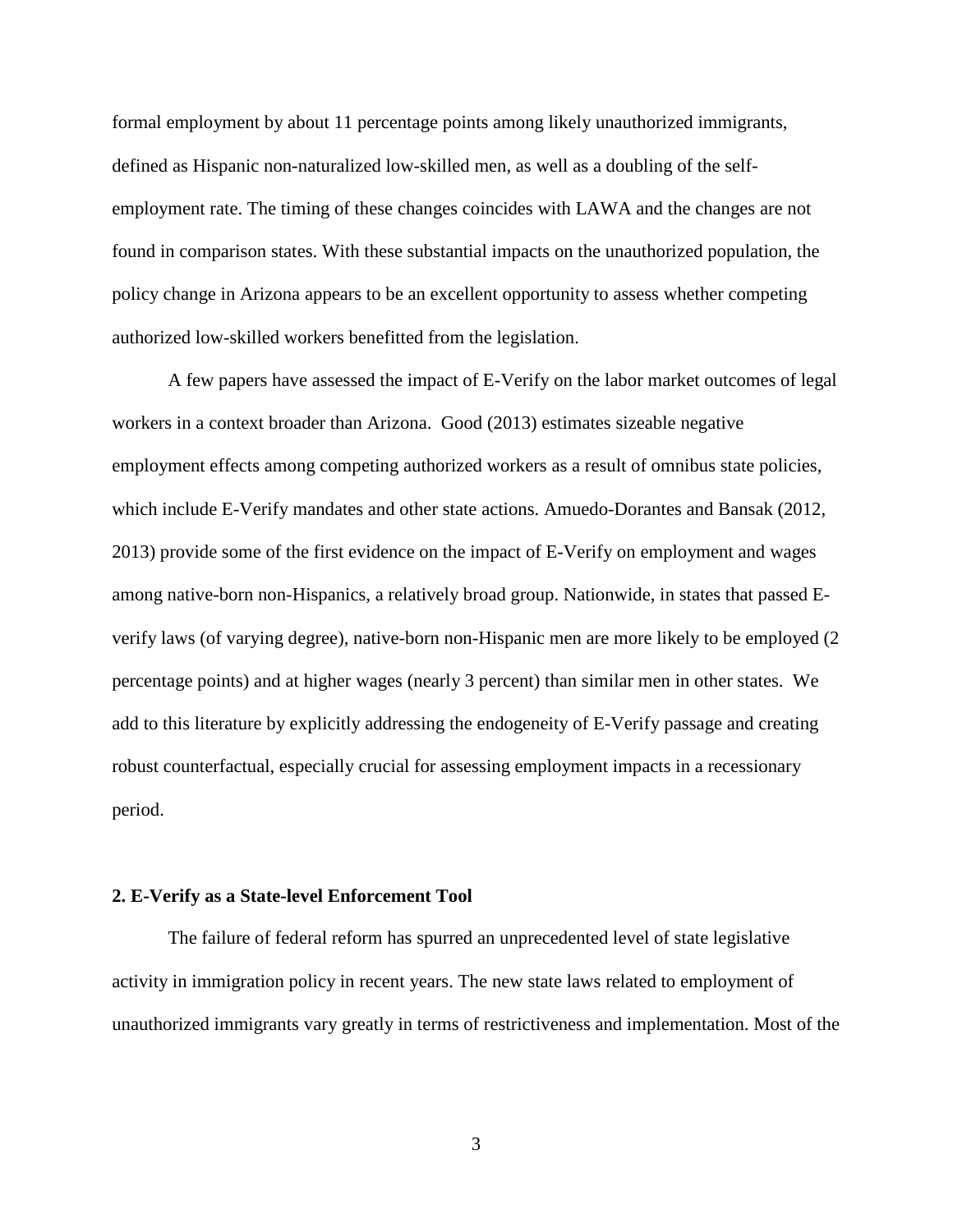formal employment by about 11 percentage points among likely unauthorized immigrants, defined as Hispanic non-naturalized low-skilled men, as well as a doubling of the self-employment rate. The timing of these changes coincides with LAWA and the changes are not found in comparison states. With these substantial impacts on the unauthorized population, the policy change in Arizona appears to be an excellent opportunity to assess whether competing authorized low-skilled workers benefitted from the legislation.

A few papers have assessed the impact of E-Verify on the labor market outcomes of legal workers in a context broader than Arizona. Good (2013) estimates sizeable negative employment effects among competing authorized workers as a result of omnibus state policies, which include E-Verify mandates and other state actions. Amuedo-Dorantes and Bansak (2012, 2013) provide some of the first evidence on the impact of E-Verify on employment and wages among native-born non-Hispanics, a relatively broad group. Nationwide, in states that passed E-verify laws (of varying degree), native-born non-Hispanic men are more likely to be employed (2 percentage points) and at higher wages (nearly 3 percent) than similar men in other states. We add to this literature by explicitly addressing the endogeneity of E-Verify passage and creating robust counterfactual, especially crucial for assessing employment impacts in a recessionary period.

## 2. E-Verify as a State-level Enforcement Tool

The failure of federal reform has spurred an unprecedented level of state legislative activity in immigration policy in recent years. The new state laws related to employment of unauthorized immigrants vary greatly in terms of restrictiveness and implementation. Most of the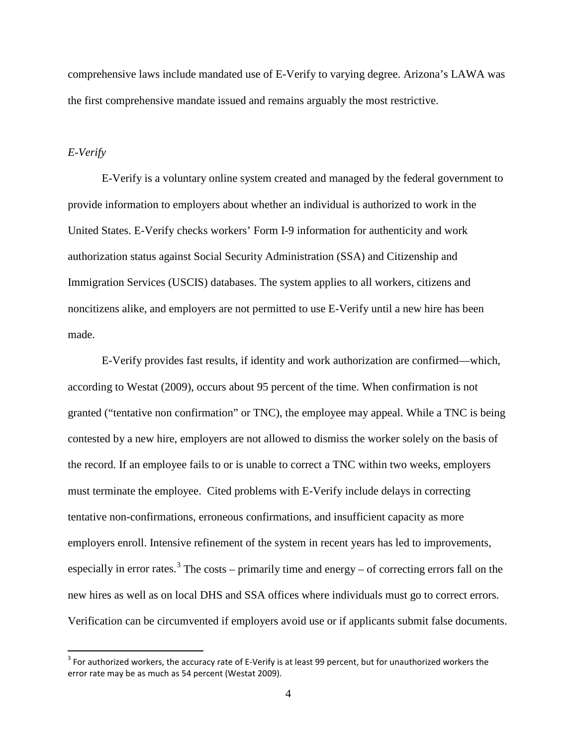comprehensive laws include mandated use of E-Verify to varying degree. Arizona's LAWA was the first comprehensive mandate issued and remains arguably the most restrictive.

*E-Verify*

E-Verify is a voluntary online system created and managed by the federal government to provide information to employers about whether an individual is authorized to work in the United States. E-Verify checks workers' Form I-9 information for authenticity and work authorization status against Social Security Administration (SSA) and Citizenship and Immigration Services (USCIS) databases. The system applies to all workers, citizens and noncitizens alike, and employers are not permitted to use E-Verify until a new hire has been made.

E-Verify provides fast results, if identity and work authorization are confirmed—which, according to Westat (2009), occurs about 95 percent of the time. When confirmation is not granted ("tentative non confirmation" or TNC), the employee may appeal. While a TNC is being contested by a new hire, employers are not allowed to dismiss the worker solely on the basis of the record. If an employee fails to or is unable to correct a TNC within two weeks, employers must terminate the employee. Cited problems with E-Verify include delays in correcting tentative non-confirmations, erroneous confirmations, and insufficient capacity as more employers enroll. Intensive refinement of the system in recent years has led to improvements, especially in error rates.[3] The costs – primarily time and energy – of correcting errors fall on the new hires as well as on local DHS and SSA offices where individuals must go to correct errors. Verification can be circumvented if employers avoid use or if applicants submit false documents.

[3] For authorized workers, the accuracy rate of E-Verify is at least 99 percent, but for unauthorized workers the error rate may be as much as 54 percent (Westat 2009).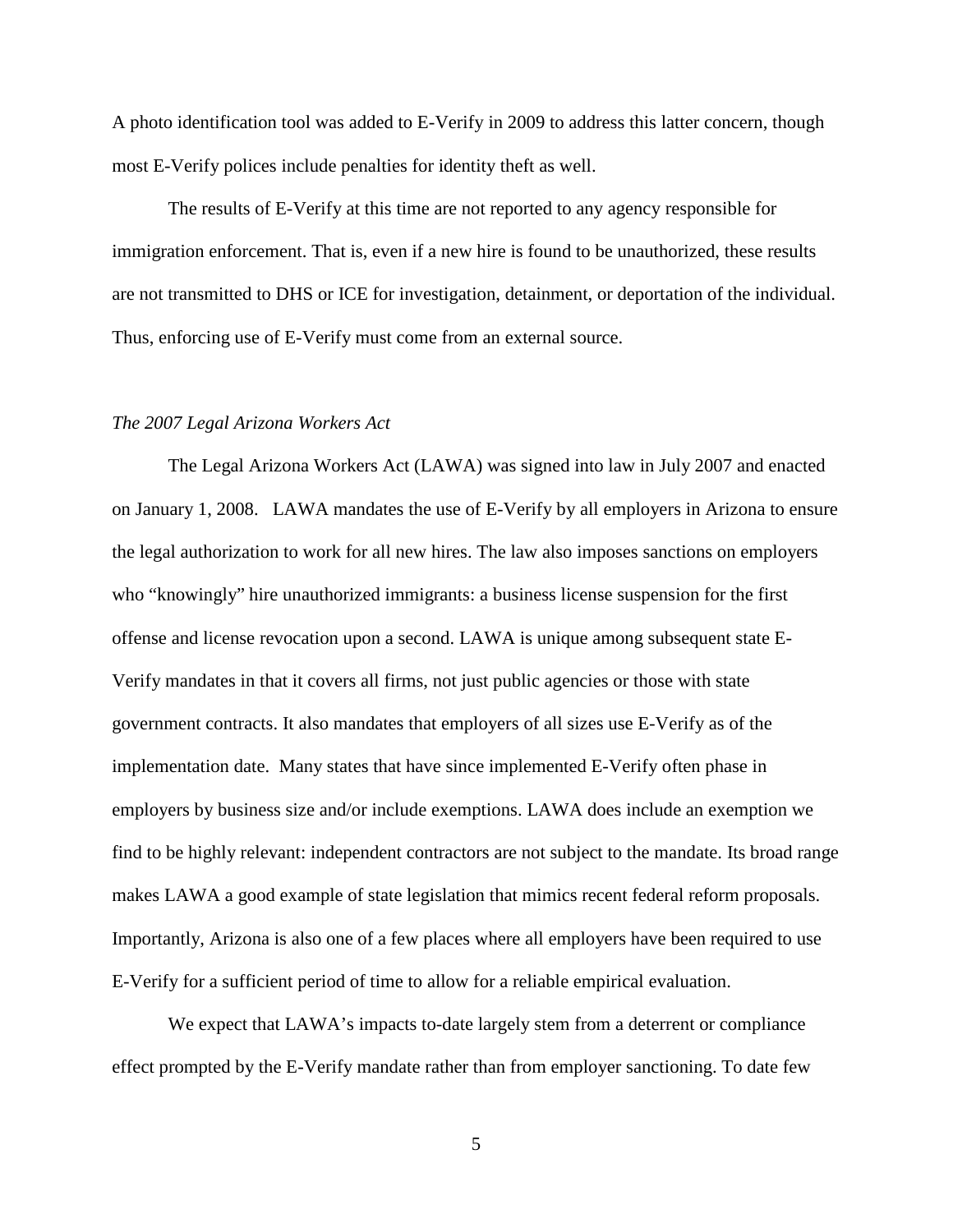A photo identification tool was added to E-Verify in 2009 to address this latter concern, though most E-Verify polices include penalties for identity theft as well.

The results of E-Verify at this time are not reported to any agency responsible for immigration enforcement. That is, even if a new hire is found to be unauthorized, these results are not transmitted to DHS or ICE for investigation, detainment, or deportation of the individual. Thus, enforcing use of E-Verify must come from an external source.

*The 2007 Legal Arizona Workers Act*

The Legal Arizona Workers Act (LAWA) was signed into law in July 2007 and enacted on January 1, 2008. LAWA mandates the use of E-Verify by all employers in Arizona to ensure the legal authorization to work for all new hires. The law also imposes sanctions on employers who "knowingly" hire unauthorized immigrants: a business license suspension for the first offense and license revocation upon a second. LAWA is unique among subsequent state E-Verify mandates in that it covers all firms, not just public agencies or those with state government contracts. It also mandates that employers of all sizes use E-Verify as of the implementation date. Many states that have since implemented E-Verify often phase in employers by business size and/or include exemptions. LAWA does include an exemption we find to be highly relevant: independent contractors are not subject to the mandate. Its broad range makes LAWA a good example of state legislation that mimics recent federal reform proposals. Importantly, Arizona is also one of a few places where all employers have been required to use E-Verify for a sufficient period of time to allow for a reliable empirical evaluation.

We expect that LAWA's impacts to-date largely stem from a deterrent or compliance effect prompted by the E-Verify mandate rather than from employer sanctioning. To date few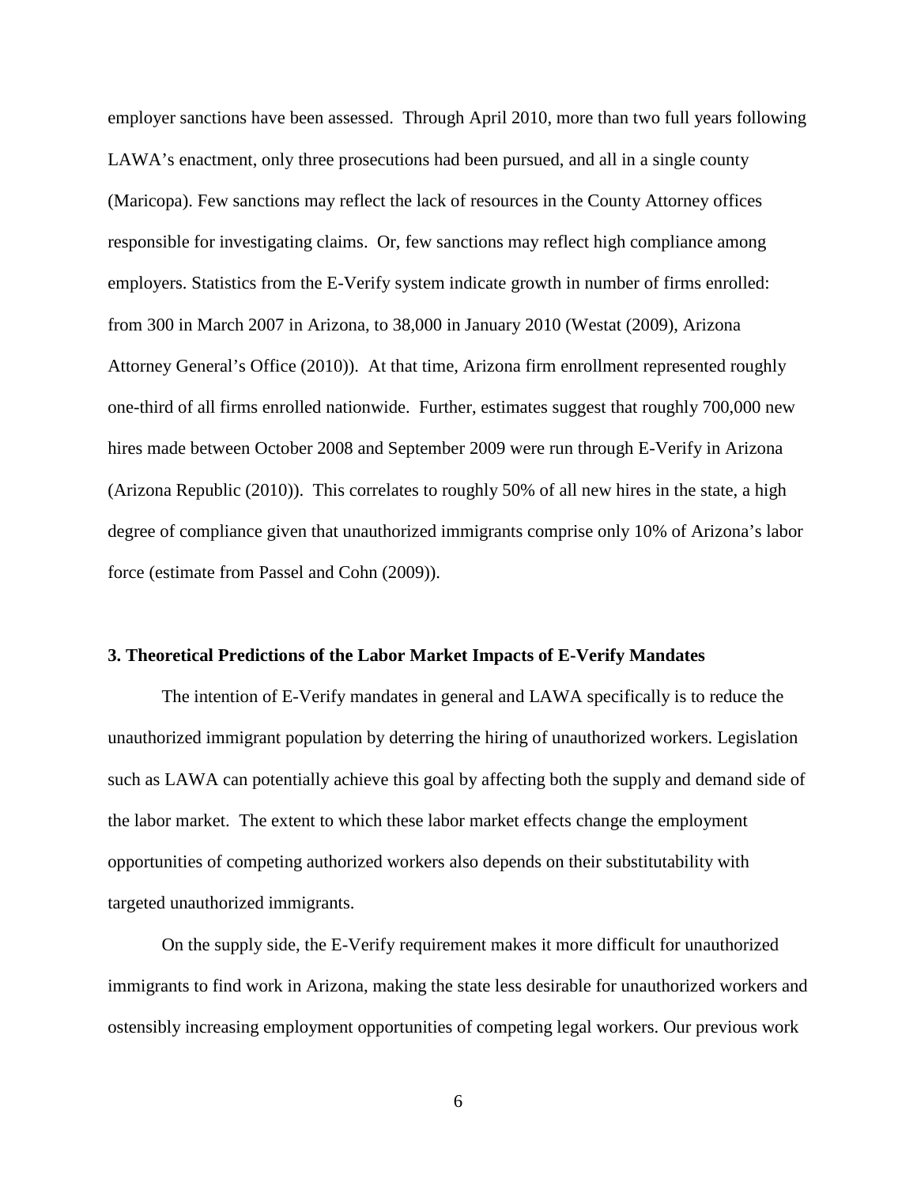employer sanctions have been assessed. Through April 2010, more than two full years following LAWA's enactment, only three prosecutions had been pursued, and all in a single county (Maricopa). Few sanctions may reflect the lack of resources in the County Attorney offices responsible for investigating claims. Or, few sanctions may reflect high compliance among employers. Statistics from the E-Verify system indicate growth in number of firms enrolled: from 300 in March 2007 in Arizona, to 38,000 in January 2010 (Westat (2009), Arizona Attorney General's Office (2010)). At that time, Arizona firm enrollment represented roughly one-third of all firms enrolled nationwide. Further, estimates suggest that roughly 700,000 new hires made between October 2008 and September 2009 were run through E-Verify in Arizona (Arizona Republic (2010)). This correlates to roughly 50% of all new hires in the state, a high degree of compliance given that unauthorized immigrants comprise only 10% of Arizona's labor force (estimate from Passel and Cohn (2009)).

## 3. Theoretical Predictions of the Labor Market Impacts of E-Verify Mandates

The intention of E-Verify mandates in general and LAWA specifically is to reduce the unauthorized immigrant population by deterring the hiring of unauthorized workers. Legislation such as LAWA can potentially achieve this goal by affecting both the supply and demand side of the labor market. The extent to which these labor market effects change the employment opportunities of competing authorized workers also depends on their substitutability with targeted unauthorized immigrants.

On the supply side, the E-Verify requirement makes it more difficult for unauthorized immigrants to find work in Arizona, making the state less desirable for unauthorized workers and ostensibly increasing employment opportunities of competing legal workers. Our previous work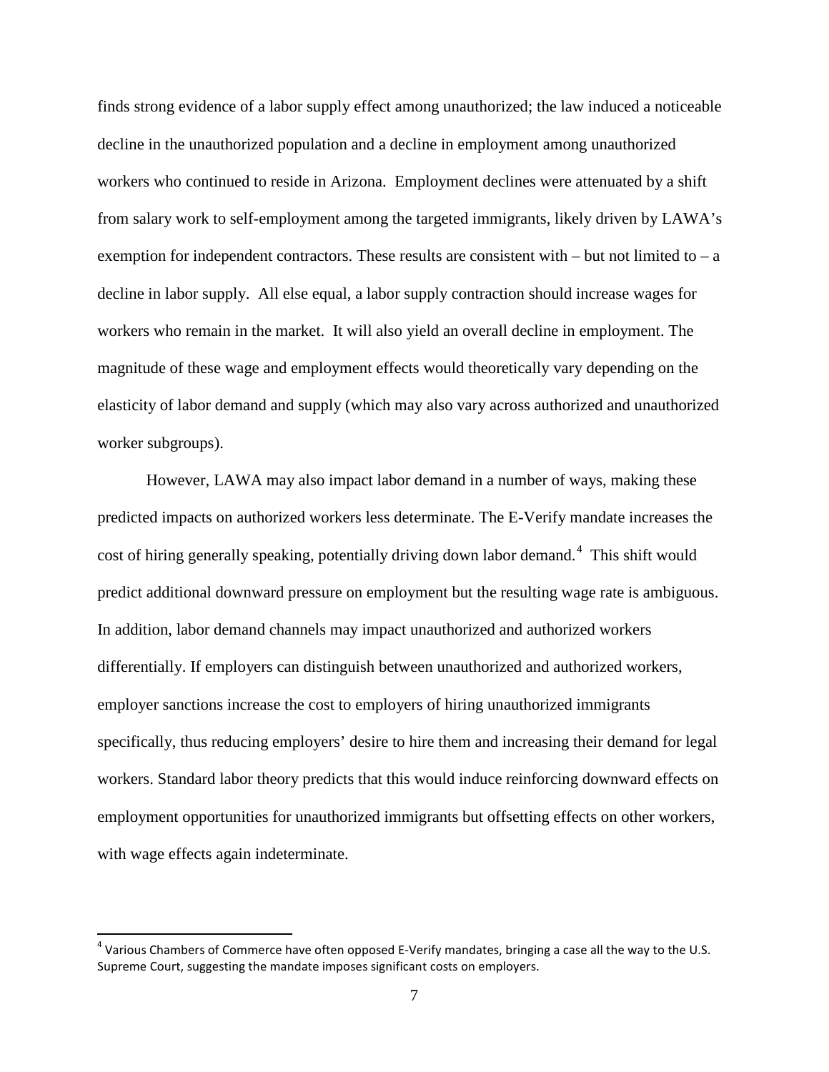finds strong evidence of a labor supply effect among unauthorized; the law induced a noticeable decline in the unauthorized population and a decline in employment among unauthorized workers who continued to reside in Arizona. Employment declines were attenuated by a shift from salary work to self-employment among the targeted immigrants, likely driven by LAWA's exemption for independent contractors. These results are consistent with – but not limited to – a decline in labor supply. All else equal, a labor supply contraction should increase wages for workers who remain in the market. It will also yield an overall decline in employment. The magnitude of these wage and employment effects would theoretically vary depending on the elasticity of labor demand and supply (which may also vary across authorized and unauthorized worker subgroups).

However, LAWA may also impact labor demand in a number of ways, making these predicted impacts on authorized workers less determinate. The E-Verify mandate increases the cost of hiring generally speaking, potentially driving down labor demand.[4] This shift would predict additional downward pressure on employment but the resulting wage rate is ambiguous. In addition, labor demand channels may impact unauthorized and authorized workers differentially. If employers can distinguish between unauthorized and authorized workers, employer sanctions increase the cost to employers of hiring unauthorized immigrants specifically, thus reducing employers' desire to hire them and increasing their demand for legal workers. Standard labor theory predicts that this would induce reinforcing downward effects on employment opportunities for unauthorized immigrants but offsetting effects on other workers, with wage effects again indeterminate.

[4] Various Chambers of Commerce have often opposed E-Verify mandates, bringing a case all the way to the U.S. Supreme Court, suggesting the mandate imposes significant costs on employers.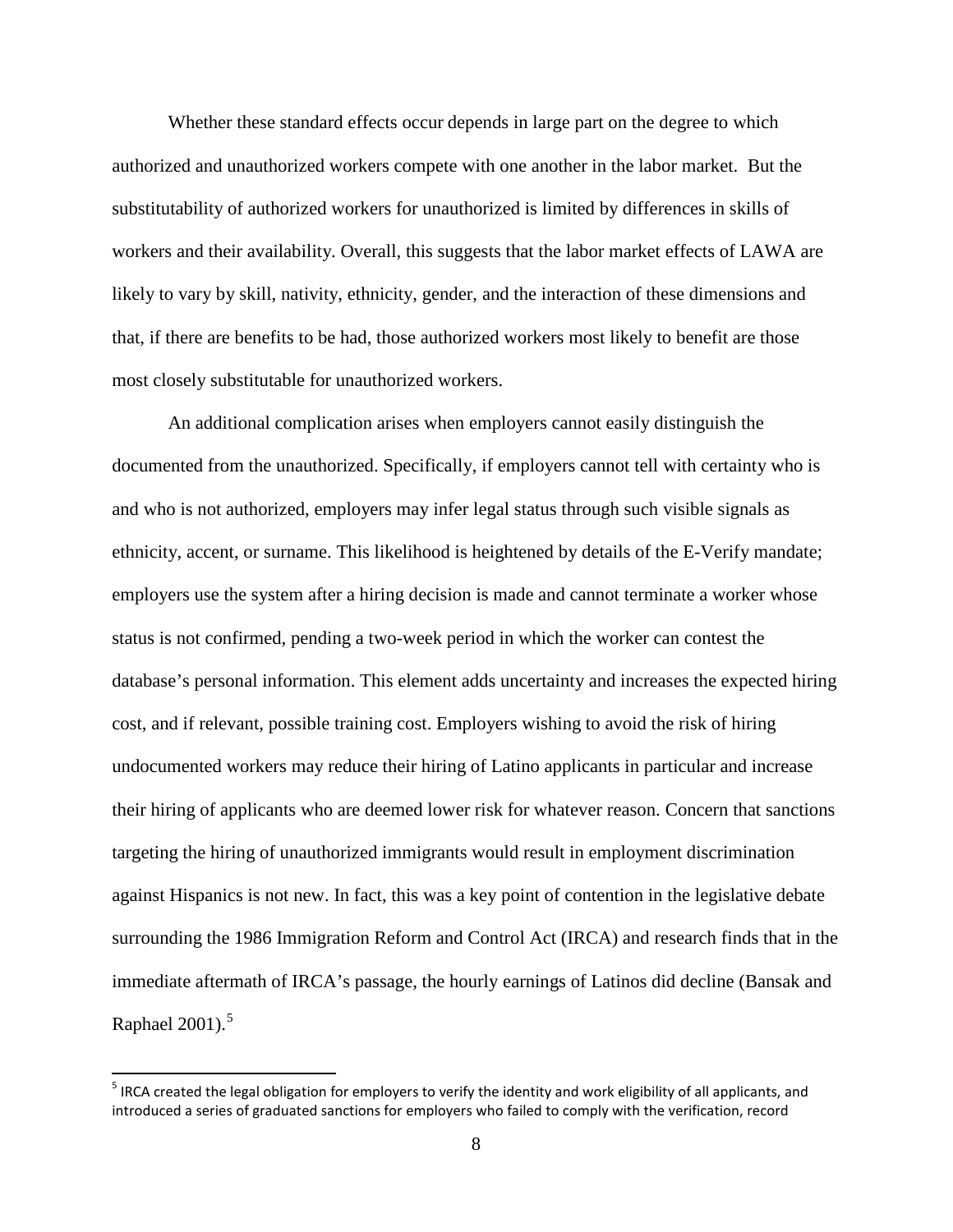Whether these standard effects occur depends in large part on the degree to which authorized and unauthorized workers compete with one another in the labor market. But the substitutability of authorized workers for unauthorized is limited by differences in skills of workers and their availability. Overall, this suggests that the labor market effects of LAWA are likely to vary by skill, nativity, ethnicity, gender, and the interaction of these dimensions and that, if there are benefits to be had, those authorized workers most likely to benefit are those most closely substitutable for unauthorized workers.

An additional complication arises when employers cannot easily distinguish the documented from the unauthorized. Specifically, if employers cannot tell with certainty who is and who is not authorized, employers may infer legal status through such visible signals as ethnicity, accent, or surname. This likelihood is heightened by details of the E-Verify mandate; employers use the system after a hiring decision is made and cannot terminate a worker whose status is not confirmed, pending a two-week period in which the worker can contest the database's personal information. This element adds uncertainty and increases the expected hiring cost, and if relevant, possible training cost. Employers wishing to avoid the risk of hiring undocumented workers may reduce their hiring of Latino applicants in particular and increase their hiring of applicants who are deemed lower risk for whatever reason. Concern that sanctions targeting the hiring of unauthorized immigrants would result in employment discrimination against Hispanics is not new. In fact, this was a key point of contention in the legislative debate surrounding the 1986 Immigration Reform and Control Act (IRCA) and research finds that in the immediate aftermath of IRCA's passage, the hourly earnings of Latinos did decline (Bansak and Raphael 2001).[5]

[5] IRCA created the legal obligation for employers to verify the identity and work eligibility of all applicants, and introduced a series of graduated sanctions for employers who failed to comply with the verification, record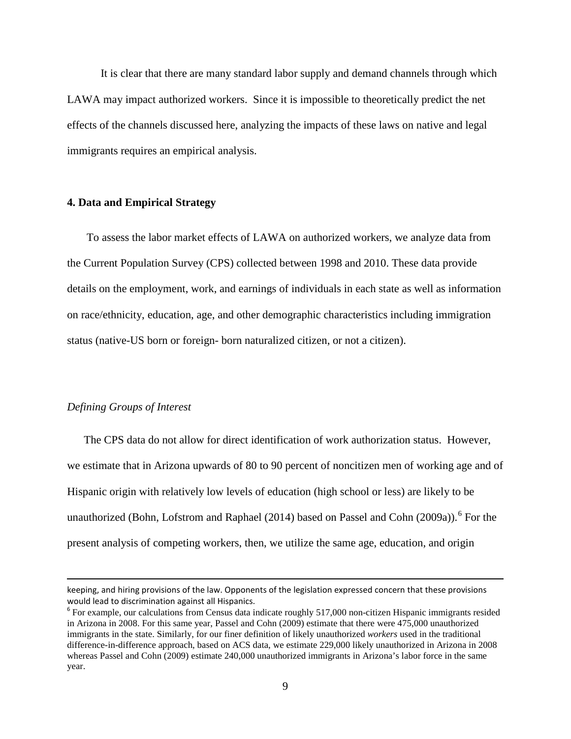It is clear that there are many standard labor supply and demand channels through which LAWA may impact authorized workers. Since it is impossible to theoretically predict the net effects of the channels discussed here, analyzing the impacts of these laws on native and legal immigrants requires an empirical analysis.

## 4. Data and Empirical Strategy

To assess the labor market effects of LAWA on authorized workers, we analyze data from the Current Population Survey (CPS) collected between 1998 and 2010. These data provide details on the employment, work, and earnings of individuals in each state as well as information on race/ethnicity, education, age, and other demographic characteristics including immigration status (native-US born or foreign- born naturalized citizen, or not a citizen).

### *Defining Groups of Interest*

The CPS data do not allow for direct identification of work authorization status. However, we estimate that in Arizona upwards of 80 to 90 percent of noncitizen men of working age and of Hispanic origin with relatively low levels of education (high school or less) are likely to be unauthorized (Bohn, Lofstrom and Raphael (2014) based on Passel and Cohn (2009a)).[6] For the present analysis of competing workers, then, we utilize the same age, education, and origin

---

keeping, and hiring provisions of the law. Opponents of the legislation expressed concern that these provisions would lead to discrimination against all Hispanics.

[6] For example, our calculations from Census data indicate roughly 517,000 non-citizen Hispanic immigrants resided in Arizona in 2008. For this same year, Passel and Cohn (2009) estimate that there were 475,000 unauthorized immigrants in the state. Similarly, for our finer definition of likely unauthorized *workers* used in the traditional difference-in-difference approach, based on ACS data, we estimate 229,000 likely unauthorized in Arizona in 2008 whereas Passel and Cohn (2009) estimate 240,000 unauthorized immigrants in Arizona's labor force in the same year.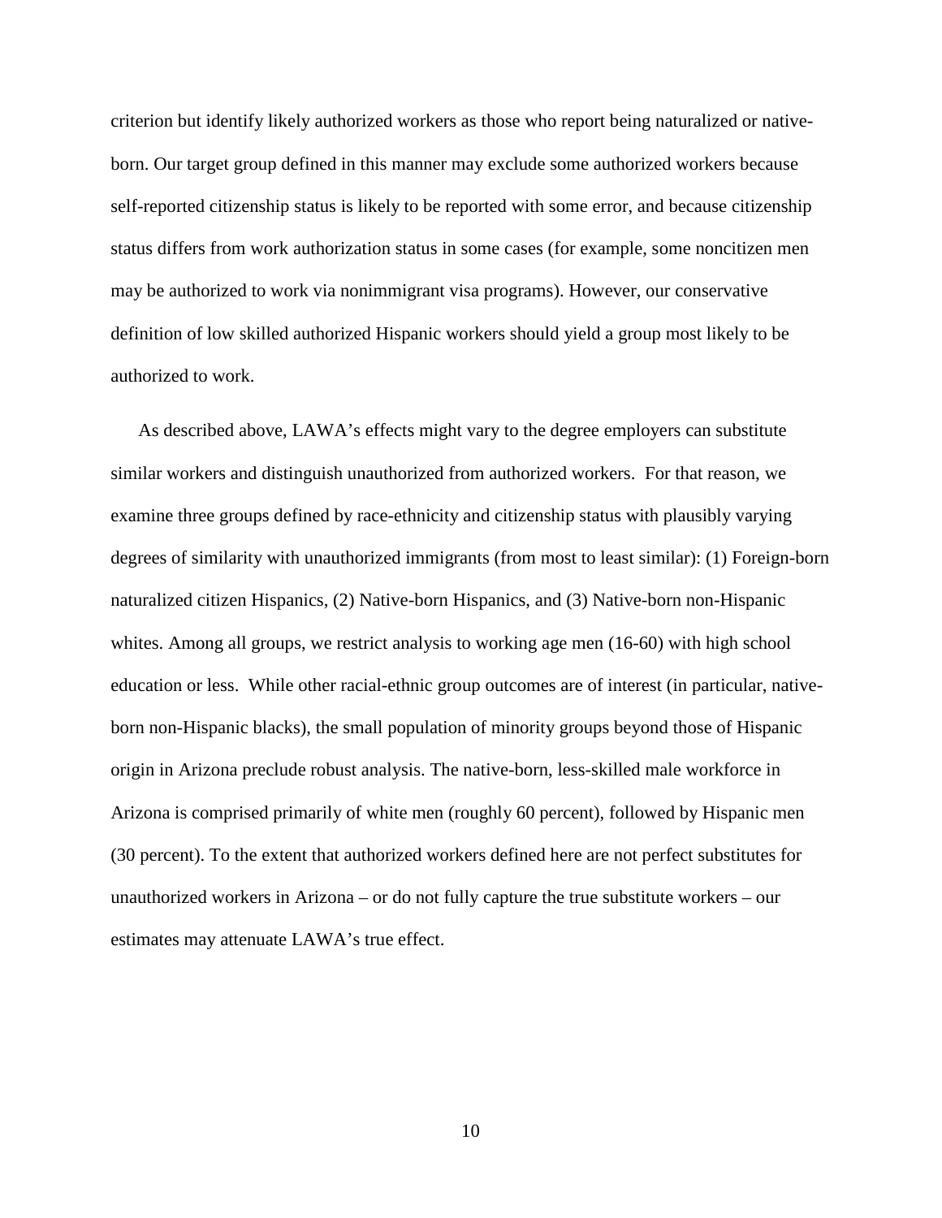criterion but identify likely authorized workers as those who report being naturalized or native-born. Our target group defined in this manner may exclude some authorized workers because self-reported citizenship status is likely to be reported with some error, and because citizenship status differs from work authorization status in some cases (for example, some noncitizen men may be authorized to work via nonimmigrant visa programs). However, our conservative definition of low skilled authorized Hispanic workers should yield a group most likely to be authorized to work.

As described above, LAWA's effects might vary to the degree employers can substitute similar workers and distinguish unauthorized from authorized workers. For that reason, we examine three groups defined by race-ethnicity and citizenship status with plausibly varying degrees of similarity with unauthorized immigrants (from most to least similar): (1) Foreign-born naturalized citizen Hispanics, (2) Native-born Hispanics, and (3) Native-born non-Hispanic whites. Among all groups, we restrict analysis to working age men (16-60) with high school education or less. While other racial-ethnic group outcomes are of interest (in particular, native-born non-Hispanic blacks), the small population of minority groups beyond those of Hispanic origin in Arizona preclude robust analysis. The native-born, less-skilled male workforce in Arizona is comprised primarily of white men (roughly 60 percent), followed by Hispanic men (30 percent). To the extent that authorized workers defined here are not perfect substitutes for unauthorized workers in Arizona – or do not fully capture the true substitute workers – our estimates may attenuate LAWA's true effect.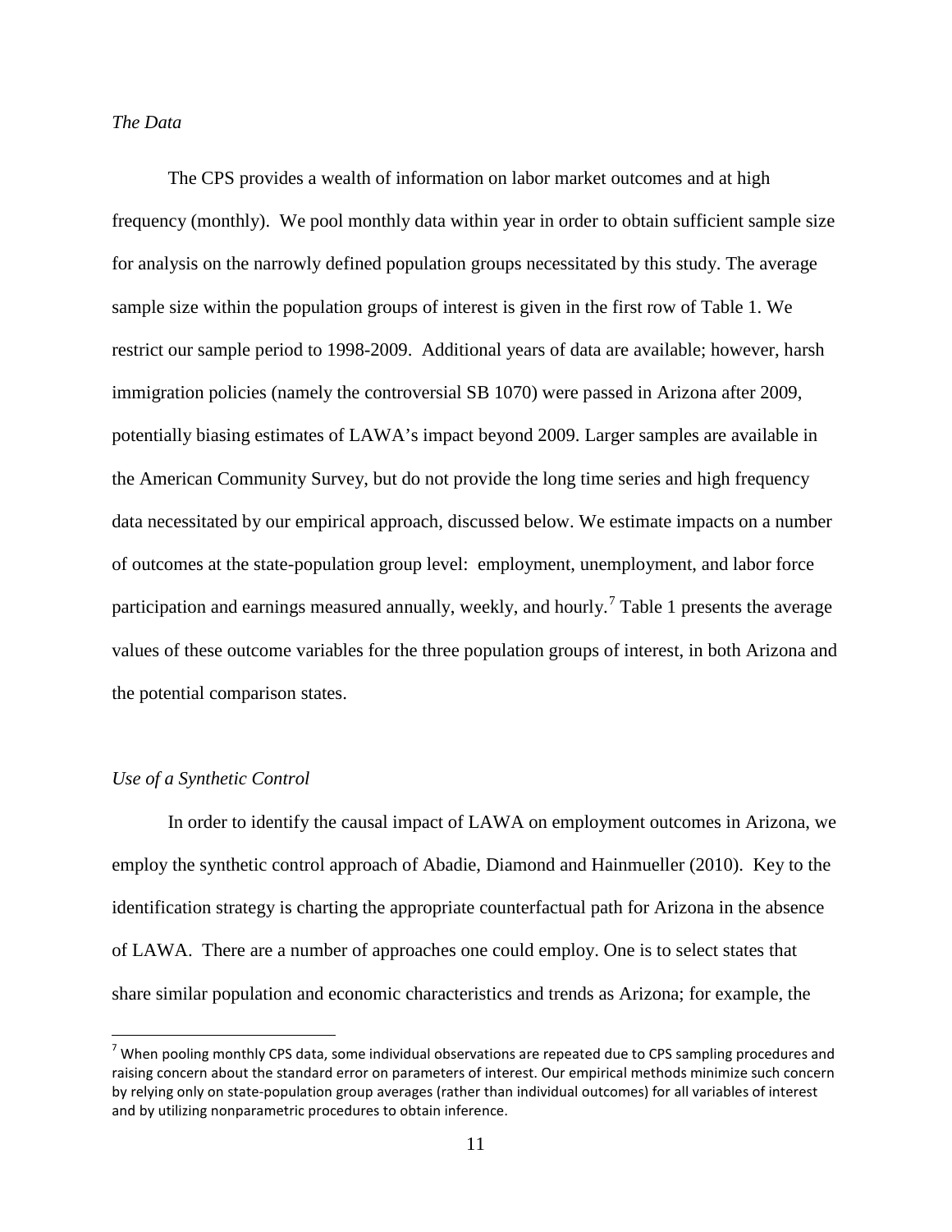*The Data*

The CPS provides a wealth of information on labor market outcomes and at high frequency (monthly). We pool monthly data within year in order to obtain sufficient sample size for analysis on the narrowly defined population groups necessitated by this study. The average sample size within the population groups of interest is given in the first row of Table 1. We restrict our sample period to 1998-2009. Additional years of data are available; however, harsh immigration policies (namely the controversial SB 1070) were passed in Arizona after 2009, potentially biasing estimates of LAWA's impact beyond 2009. Larger samples are available in the American Community Survey, but do not provide the long time series and high frequency data necessitated by our empirical approach, discussed below. We estimate impacts on a number of outcomes at the state-population group level: employment, unemployment, and labor force participation and earnings measured annually, weekly, and hourly.[7] Table 1 presents the average values of these outcome variables for the three population groups of interest, in both Arizona and the potential comparison states.

*Use of a Synthetic Control*

In order to identify the causal impact of LAWA on employment outcomes in Arizona, we employ the synthetic control approach of Abadie, Diamond and Hainmueller (2010). Key to the identification strategy is charting the appropriate counterfactual path for Arizona in the absence of LAWA. There are a number of approaches one could employ. One is to select states that share similar population and economic characteristics and trends as Arizona; for example, the

[7] When pooling monthly CPS data, some individual observations are repeated due to CPS sampling procedures and raising concern about the standard error on parameters of interest. Our empirical methods minimize such concern by relying only on state-population group averages (rather than individual outcomes) for all variables of interest and by utilizing nonparametric procedures to obtain inference.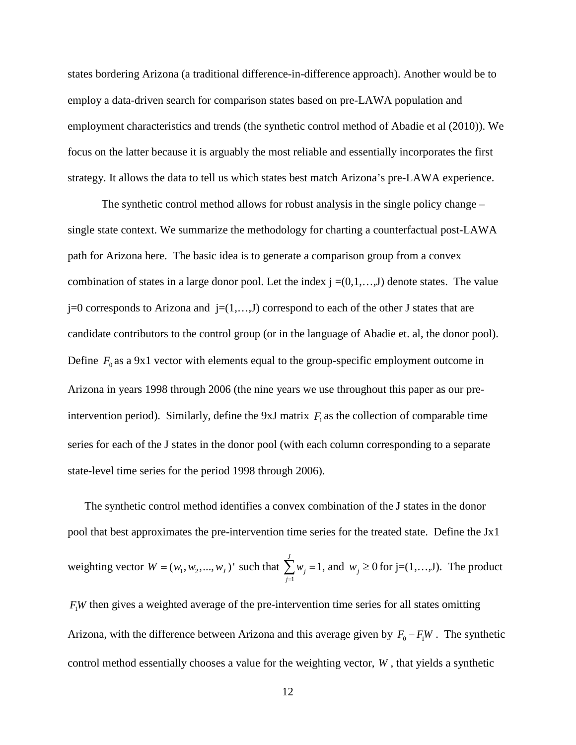states bordering Arizona (a traditional difference-in-difference approach). Another would be to employ a data-driven search for comparison states based on pre-LAWA population and employment characteristics and trends (the synthetic control method of Abadie et al (2010)). We focus on the latter because it is arguably the most reliable and essentially incorporates the first strategy. It allows the data to tell us which states best match Arizona's pre-LAWA experience.

The synthetic control method allows for robust analysis in the single policy change – single state context. We summarize the methodology for charting a counterfactual post-LAWA path for Arizona here. The basic idea is to generate a comparison group from a convex combination of states in a large donor pool. Let the index j =(0,1,…,J) denote states. The value j=0 corresponds to Arizona and j=(1,…,J) correspond to each of the other J states that are candidate contributors to the control group (or in the language of Abadie et. al, the donor pool). Define $F_0$ as a 9x1 vector with elements equal to the group-specific employment outcome in Arizona in years 1998 through 2006 (the nine years we use throughout this paper as our pre-intervention period). Similarly, define the 9xJ matrix $F_1$ as the collection of comparable time series for each of the J states in the donor pool (with each column corresponding to a separate state-level time series for the period 1998 through 2006).

The synthetic control method identifies a convex combination of the J states in the donor pool that best approximates the pre-intervention time series for the treated state. Define the Jx1 weighting vector $W = (w_1, w_2, ..., w_J)'$ such that $\sum_{j=1}^{J} w_j = 1$, and $w_j \geq 0$ for j=(1,…,J). The product $F_1 W$ then gives a weighted average of the pre-intervention time series for all states omitting Arizona, with the difference between Arizona and this average given by $F_0 - F_1 W$. The synthetic control method essentially chooses a value for the weighting vector, $W$, that yields a synthetic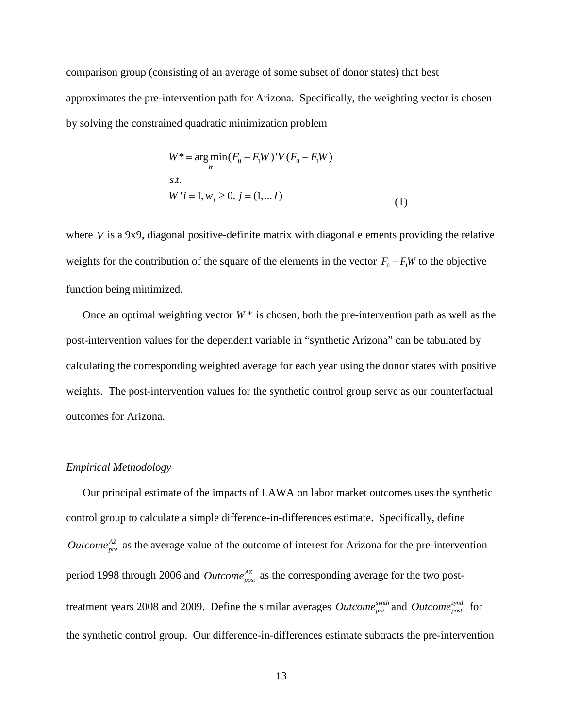comparison group (consisting of an average of some subset of donor states) that best approximates the pre-intervention path for Arizona. Specifically, the weighting vector is chosen by solving the constrained quadratic minimization problem

$$
\begin{aligned}
& W^* = \arg\min_{W} (F_0 - F_1 W)' V (F_0 - F_1 W) \\
& s.t. \\
& W'i = 1, w_j \geq 0, \; j = (1, \ldots J)
\end{aligned}
\tag{1}
$$

where $V$ is a 9x9, diagonal positive-definite matrix with diagonal elements providing the relative weights for the contribution of the square of the elements in the vector $F_0 - F_1 W$ to the objective function being minimized.

Once an optimal weighting vector $W^*$ is chosen, both the pre-intervention path as well as the post-intervention values for the dependent variable in "synthetic Arizona" can be tabulated by calculating the corresponding weighted average for each year using the donor states with positive weights. The post-intervention values for the synthetic control group serve as our counterfactual outcomes for Arizona.

*Empirical Methodology*

Our principal estimate of the impacts of LAWA on labor market outcomes uses the synthetic control group to calculate a simple difference-in-differences estimate. Specifically, define $Outcome_{pre}^{AZ}$ as the average value of the outcome of interest for Arizona for the pre-intervention period 1998 through 2006 and $Outcome_{post}^{AZ}$ as the corresponding average for the two post-treatment years 2008 and 2009. Define the similar averages $Outcome_{pre}^{synth}$ and $Outcome_{post}^{synth}$ for the synthetic control group. Our difference-in-differences estimate subtracts the pre-intervention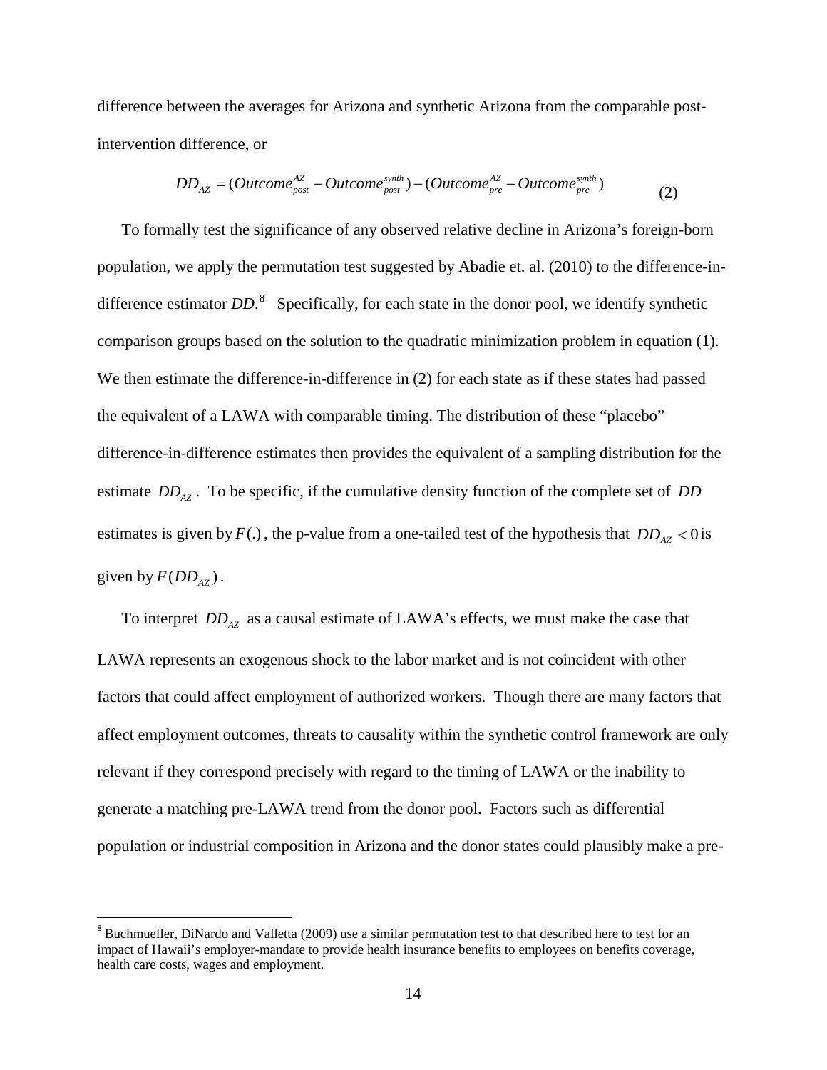difference between the averages for Arizona and synthetic Arizona from the comparable post-intervention difference, or

$$DD_{AZ} = (Outcome_{post}^{AZ} - Outcome_{post}^{synth}) - (Outcome_{pre}^{AZ} - Outcome_{pre}^{synth}) \tag{2}$$

To formally test the significance of any observed relative decline in Arizona's foreign-born population, we apply the permutation test suggested by Abadie et. al. (2010) to the difference-in-difference estimator *DD*.[8] Specifically, for each state in the donor pool, we identify synthetic comparison groups based on the solution to the quadratic minimization problem in equation (1). We then estimate the difference-in-difference in (2) for each state as if these states had passed the equivalent of a LAWA with comparable timing. The distribution of these "placebo" difference-in-difference estimates then provides the equivalent of a sampling distribution for the estimate $DD_{AZ}$. To be specific, if the cumulative density function of the complete set of $DD$ estimates is given by $F(.)$, the p-value from a one-tailed test of the hypothesis that $DD_{AZ} < 0$ is given by $F(DD_{AZ})$.

To interpret $DD_{AZ}$ as a causal estimate of LAWA's effects, we must make the case that LAWA represents an exogenous shock to the labor market and is not coincident with other factors that could affect employment of authorized workers. Though there are many factors that affect employment outcomes, threats to causality within the synthetic control framework are only relevant if they correspond precisely with regard to the timing of LAWA or the inability to generate a matching pre-LAWA trend from the donor pool. Factors such as differential population or industrial composition in Arizona and the donor states could plausibly make a pre-

---

[8] Buchmueller, DiNardo and Valletta (2009) use a similar permutation test to that described here to test for an impact of Hawaii's employer-mandate to provide health insurance benefits to employees on benefits coverage, health care costs, wages and employment.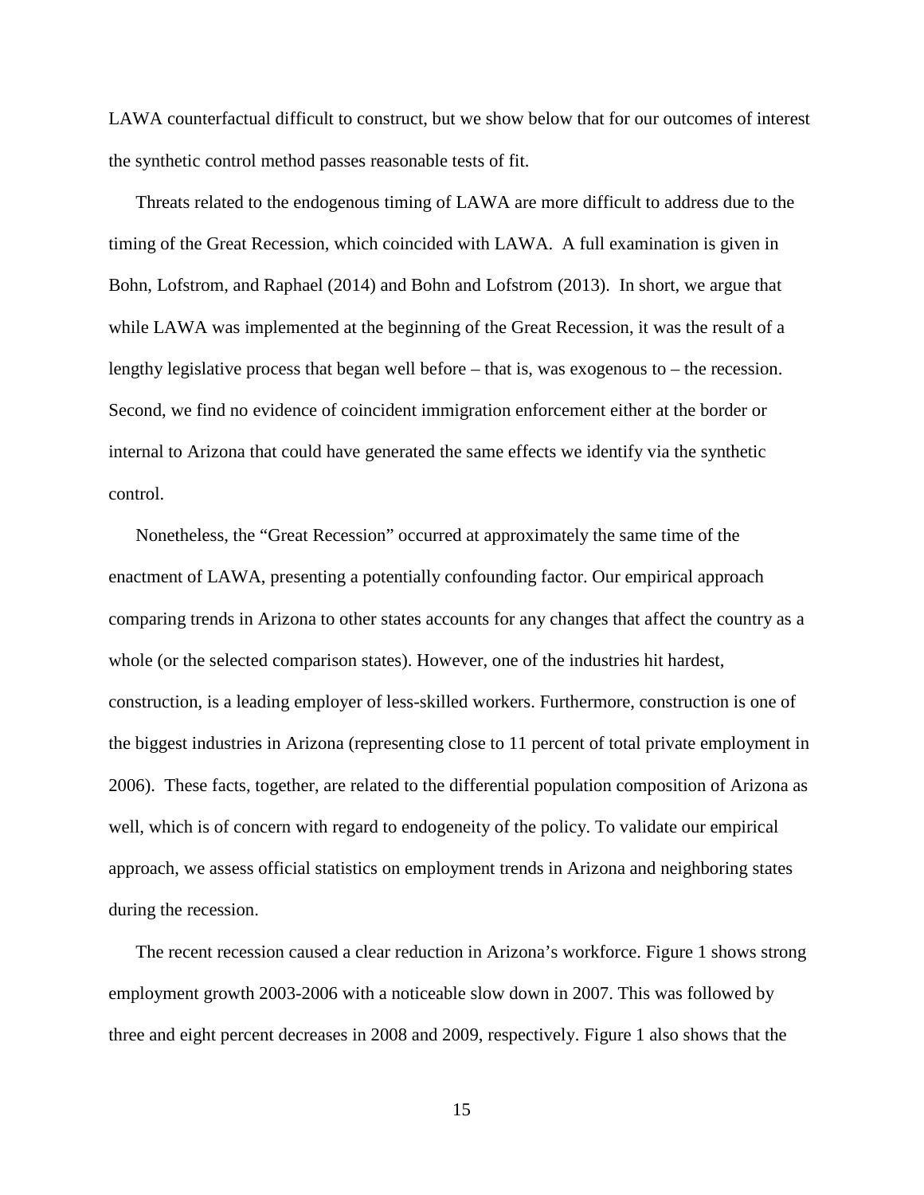LAWA counterfactual difficult to construct, but we show below that for our outcomes of interest the synthetic control method passes reasonable tests of fit.

Threats related to the endogenous timing of LAWA are more difficult to address due to the timing of the Great Recession, which coincided with LAWA. A full examination is given in Bohn, Lofstrom, and Raphael (2014) and Bohn and Lofstrom (2013). In short, we argue that while LAWA was implemented at the beginning of the Great Recession, it was the result of a lengthy legislative process that began well before – that is, was exogenous to – the recession. Second, we find no evidence of coincident immigration enforcement either at the border or internal to Arizona that could have generated the same effects we identify via the synthetic control.

Nonetheless, the "Great Recession" occurred at approximately the same time of the enactment of LAWA, presenting a potentially confounding factor. Our empirical approach comparing trends in Arizona to other states accounts for any changes that affect the country as a whole (or the selected comparison states). However, one of the industries hit hardest, construction, is a leading employer of less-skilled workers. Furthermore, construction is one of the biggest industries in Arizona (representing close to 11 percent of total private employment in 2006). These facts, together, are related to the differential population composition of Arizona as well, which is of concern with regard to endogeneity of the policy. To validate our empirical approach, we assess official statistics on employment trends in Arizona and neighboring states during the recession.

The recent recession caused a clear reduction in Arizona's workforce. Figure 1 shows strong employment growth 2003-2006 with a noticeable slow down in 2007. This was followed by three and eight percent decreases in 2008 and 2009, respectively. Figure 1 also shows that the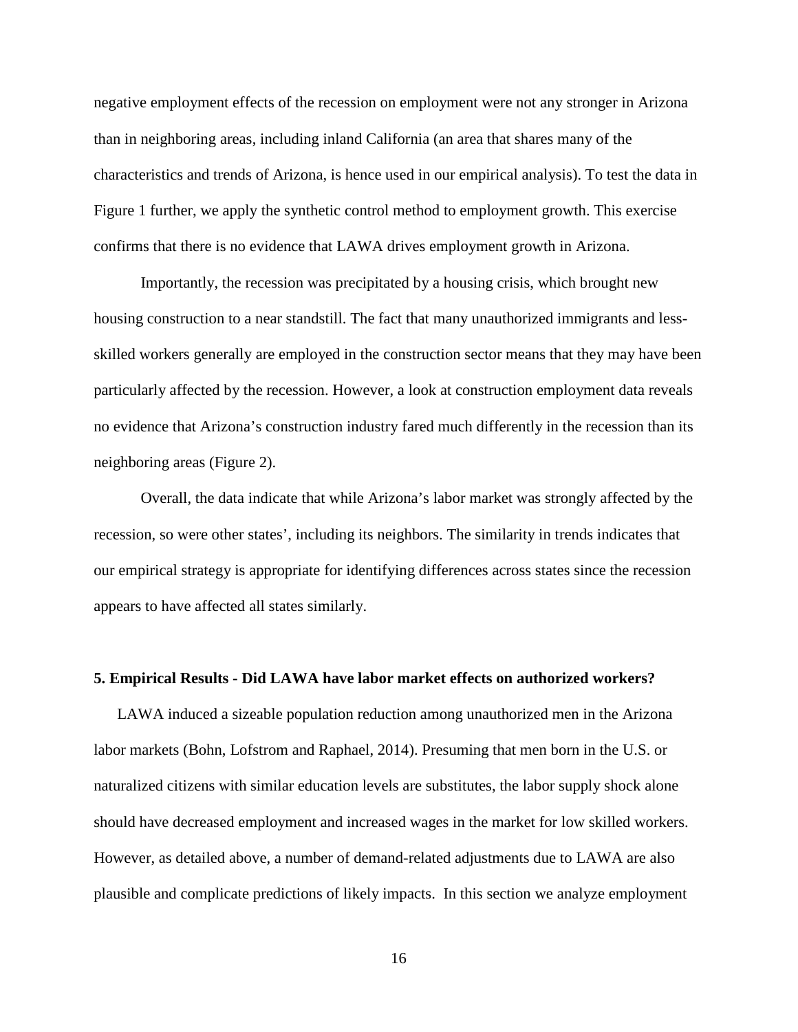negative employment effects of the recession on employment were not any stronger in Arizona than in neighboring areas, including inland California (an area that shares many of the characteristics and trends of Arizona, is hence used in our empirical analysis). To test the data in Figure 1 further, we apply the synthetic control method to employment growth. This exercise confirms that there is no evidence that LAWA drives employment growth in Arizona.

Importantly, the recession was precipitated by a housing crisis, which brought new housing construction to a near standstill. The fact that many unauthorized immigrants and less-skilled workers generally are employed in the construction sector means that they may have been particularly affected by the recession. However, a look at construction employment data reveals no evidence that Arizona's construction industry fared much differently in the recession than its neighboring areas (Figure 2).

Overall, the data indicate that while Arizona's labor market was strongly affected by the recession, so were other states', including its neighbors. The similarity in trends indicates that our empirical strategy is appropriate for identifying differences across states since the recession appears to have affected all states similarly.

## 5. Empirical Results - Did LAWA have labor market effects on authorized workers?

LAWA induced a sizeable population reduction among unauthorized men in the Arizona labor markets (Bohn, Lofstrom and Raphael, 2014). Presuming that men born in the U.S. or naturalized citizens with similar education levels are substitutes, the labor supply shock alone should have decreased employment and increased wages in the market for low skilled workers. However, as detailed above, a number of demand-related adjustments due to LAWA are also plausible and complicate predictions of likely impacts. In this section we analyze employment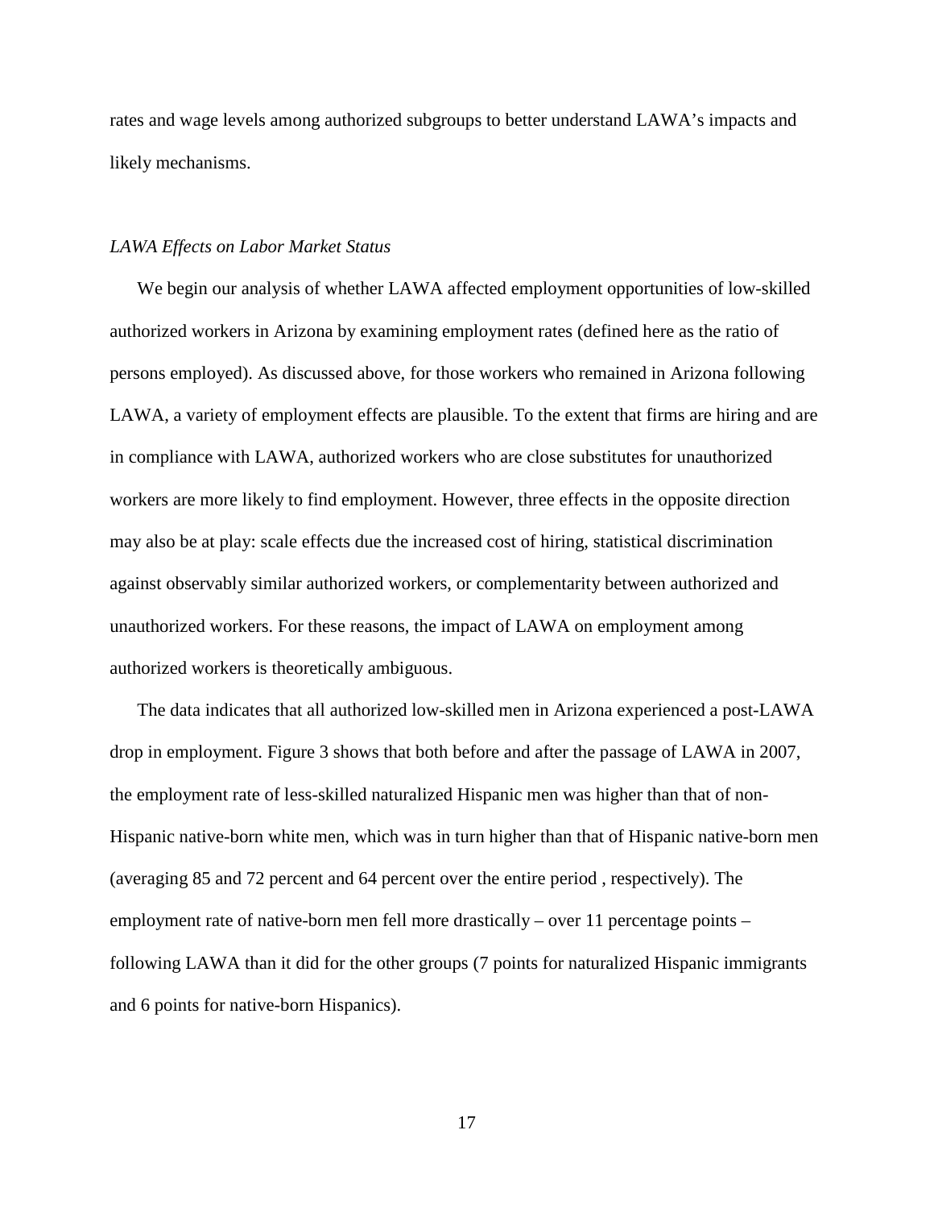rates and wage levels among authorized subgroups to better understand LAWA's impacts and likely mechanisms.

*LAWA Effects on Labor Market Status*

We begin our analysis of whether LAWA affected employment opportunities of low-skilled authorized workers in Arizona by examining employment rates (defined here as the ratio of persons employed). As discussed above, for those workers who remained in Arizona following LAWA, a variety of employment effects are plausible. To the extent that firms are hiring and are in compliance with LAWA, authorized workers who are close substitutes for unauthorized workers are more likely to find employment. However, three effects in the opposite direction may also be at play: scale effects due the increased cost of hiring, statistical discrimination against observably similar authorized workers, or complementarity between authorized and unauthorized workers. For these reasons, the impact of LAWA on employment among authorized workers is theoretically ambiguous.

The data indicates that all authorized low-skilled men in Arizona experienced a post-LAWA drop in employment. Figure 3 shows that both before and after the passage of LAWA in 2007, the employment rate of less-skilled naturalized Hispanic men was higher than that of non-Hispanic native-born white men, which was in turn higher than that of Hispanic native-born men (averaging 85 and 72 percent and 64 percent over the entire period , respectively). The employment rate of native-born men fell more drastically – over 11 percentage points – following LAWA than it did for the other groups (7 points for naturalized Hispanic immigrants and 6 points for native-born Hispanics).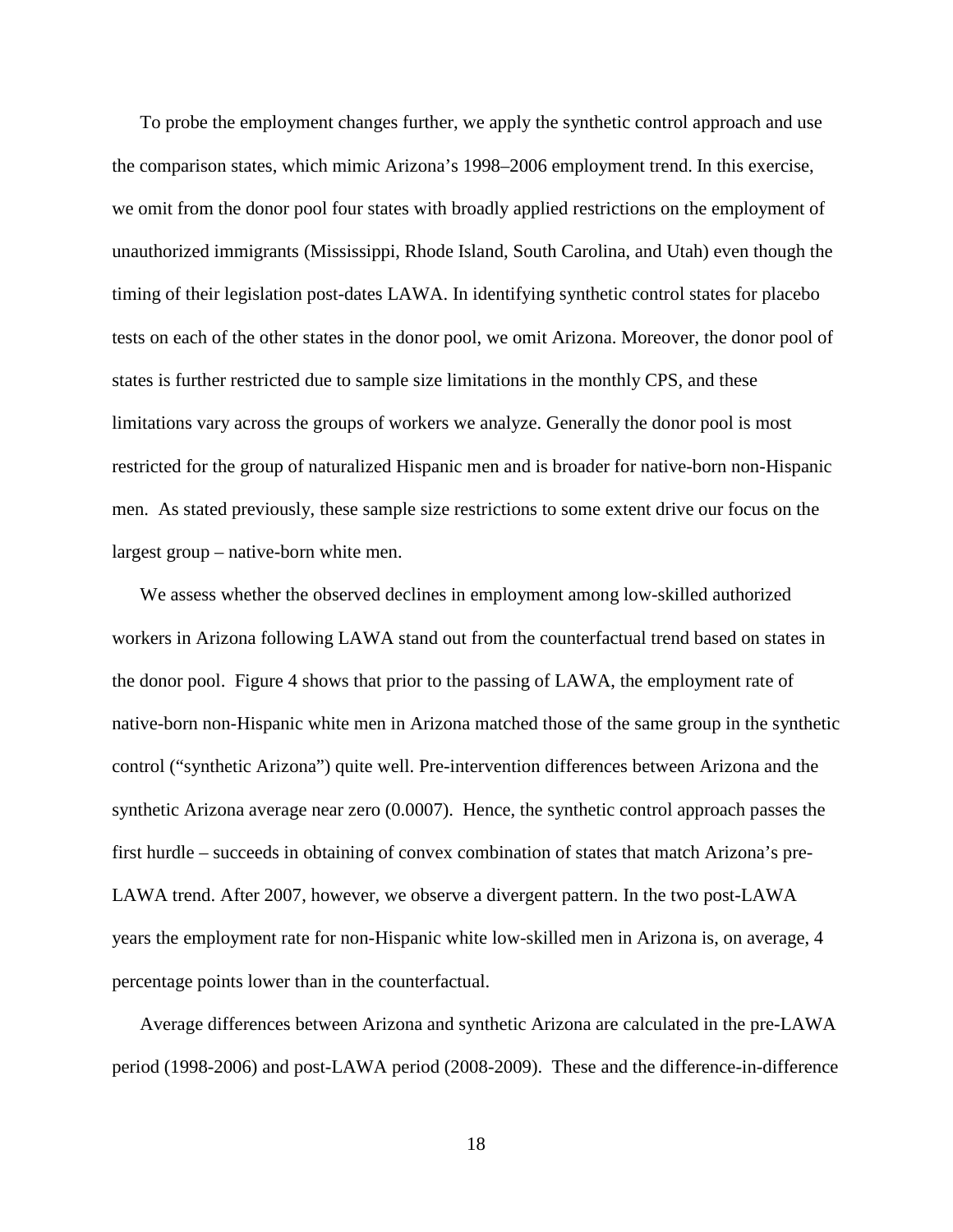To probe the employment changes further, we apply the synthetic control approach and use the comparison states, which mimic Arizona's 1998–2006 employment trend. In this exercise, we omit from the donor pool four states with broadly applied restrictions on the employment of unauthorized immigrants (Mississippi, Rhode Island, South Carolina, and Utah) even though the timing of their legislation post-dates LAWA. In identifying synthetic control states for placebo tests on each of the other states in the donor pool, we omit Arizona. Moreover, the donor pool of states is further restricted due to sample size limitations in the monthly CPS, and these limitations vary across the groups of workers we analyze. Generally the donor pool is most restricted for the group of naturalized Hispanic men and is broader for native-born non-Hispanic men. As stated previously, these sample size restrictions to some extent drive our focus on the largest group – native-born white men.

We assess whether the observed declines in employment among low-skilled authorized workers in Arizona following LAWA stand out from the counterfactual trend based on states in the donor pool. Figure 4 shows that prior to the passing of LAWA, the employment rate of native-born non-Hispanic white men in Arizona matched those of the same group in the synthetic control ("synthetic Arizona") quite well. Pre-intervention differences between Arizona and the synthetic Arizona average near zero (0.0007). Hence, the synthetic control approach passes the first hurdle – succeeds in obtaining of convex combination of states that match Arizona's pre-LAWA trend. After 2007, however, we observe a divergent pattern. In the two post-LAWA years the employment rate for non-Hispanic white low-skilled men in Arizona is, on average, 4 percentage points lower than in the counterfactual.

Average differences between Arizona and synthetic Arizona are calculated in the pre-LAWA period (1998-2006) and post-LAWA period (2008-2009). These and the difference-in-difference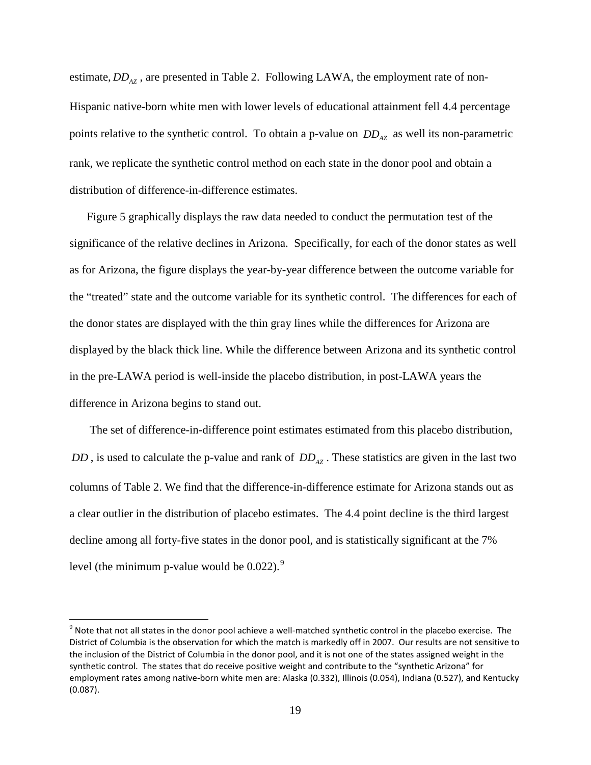estimate, $DD_{AZ}$, are presented in Table 2. Following LAWA, the employment rate of non-Hispanic native-born white men with lower levels of educational attainment fell 4.4 percentage points relative to the synthetic control. To obtain a p-value on $DD_{AZ}$ as well its non-parametric rank, we replicate the synthetic control method on each state in the donor pool and obtain a distribution of difference-in-difference estimates.

Figure 5 graphically displays the raw data needed to conduct the permutation test of the significance of the relative declines in Arizona. Specifically, for each of the donor states as well as for Arizona, the figure displays the year-by-year difference between the outcome variable for the "treated" state and the outcome variable for its synthetic control. The differences for each of the donor states are displayed with the thin gray lines while the differences for Arizona are displayed by the black thick line. While the difference between Arizona and its synthetic control in the pre-LAWA period is well-inside the placebo distribution, in post-LAWA years the difference in Arizona begins to stand out.

The set of difference-in-difference point estimates estimated from this placebo distribution, $DD$, is used to calculate the p-value and rank of $DD_{AZ}$. These statistics are given in the last two columns of Table 2. We find that the difference-in-difference estimate for Arizona stands out as a clear outlier in the distribution of placebo estimates. The 4.4 point decline is the third largest decline among all forty-five states in the donor pool, and is statistically significant at the 7% level (the minimum p-value would be 0.022).[9]

[9] Note that not all states in the donor pool achieve a well-matched synthetic control in the placebo exercise. The District of Columbia is the observation for which the match is markedly off in 2007. Our results are not sensitive to the inclusion of the District of Columbia in the donor pool, and it is not one of the states assigned weight in the synthetic control. The states that do receive positive weight and contribute to the "synthetic Arizona" for employment rates among native-born white men are: Alaska (0.332), Illinois (0.054), Indiana (0.527), and Kentucky (0.087).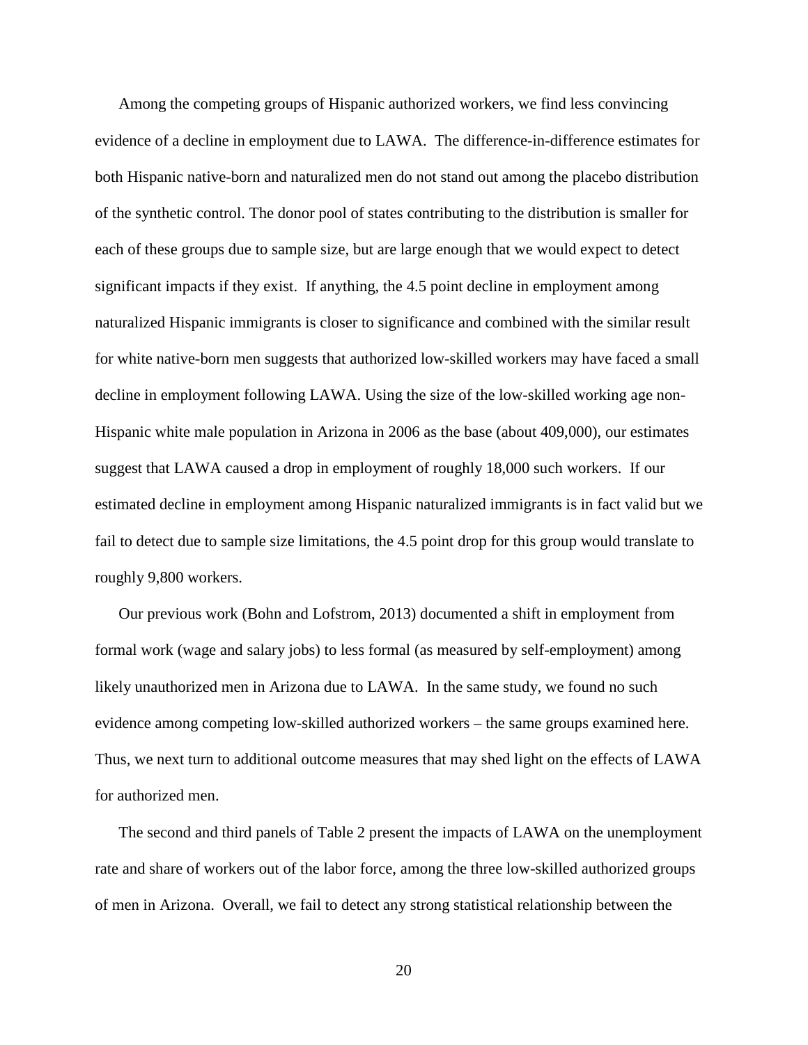Among the competing groups of Hispanic authorized workers, we find less convincing evidence of a decline in employment due to LAWA. The difference-in-difference estimates for both Hispanic native-born and naturalized men do not stand out among the placebo distribution of the synthetic control. The donor pool of states contributing to the distribution is smaller for each of these groups due to sample size, but are large enough that we would expect to detect significant impacts if they exist. If anything, the 4.5 point decline in employment among naturalized Hispanic immigrants is closer to significance and combined with the similar result for white native-born men suggests that authorized low-skilled workers may have faced a small decline in employment following LAWA. Using the size of the low-skilled working age non-Hispanic white male population in Arizona in 2006 as the base (about 409,000), our estimates suggest that LAWA caused a drop in employment of roughly 18,000 such workers. If our estimated decline in employment among Hispanic naturalized immigrants is in fact valid but we fail to detect due to sample size limitations, the 4.5 point drop for this group would translate to roughly 9,800 workers.

Our previous work (Bohn and Lofstrom, 2013) documented a shift in employment from formal work (wage and salary jobs) to less formal (as measured by self-employment) among likely unauthorized men in Arizona due to LAWA. In the same study, we found no such evidence among competing low-skilled authorized workers – the same groups examined here. Thus, we next turn to additional outcome measures that may shed light on the effects of LAWA for authorized men.

The second and third panels of Table 2 present the impacts of LAWA on the unemployment rate and share of workers out of the labor force, among the three low-skilled authorized groups of men in Arizona. Overall, we fail to detect any strong statistical relationship between the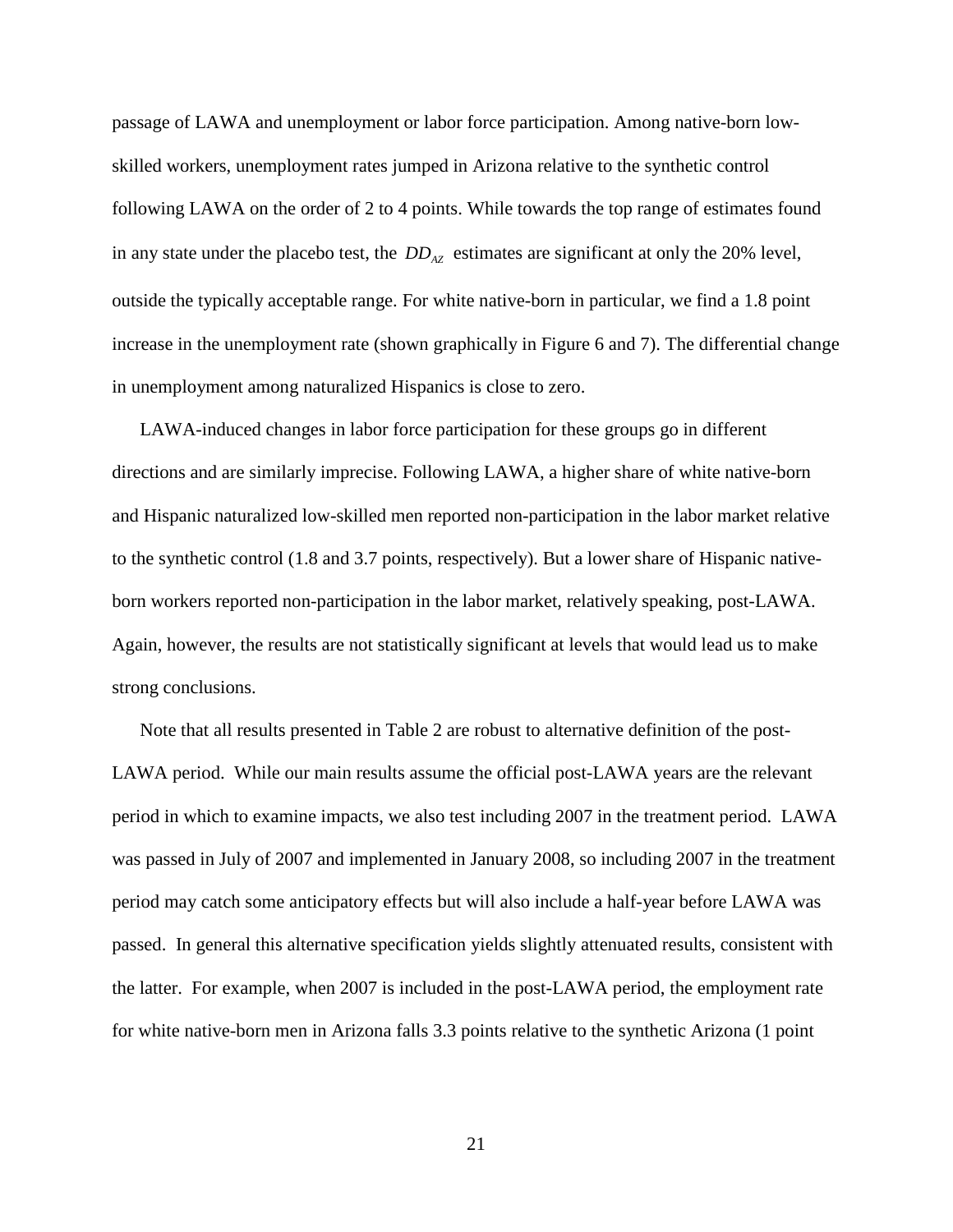passage of LAWA and unemployment or labor force participation. Among native-born low-skilled workers, unemployment rates jumped in Arizona relative to the synthetic control following LAWA on the order of 2 to 4 points. While towards the top range of estimates found in any state under the placebo test, the $DD_{AZ}$ estimates are significant at only the 20% level, outside the typically acceptable range. For white native-born in particular, we find a 1.8 point increase in the unemployment rate (shown graphically in Figure 6 and 7). The differential change in unemployment among naturalized Hispanics is close to zero.

LAWA-induced changes in labor force participation for these groups go in different directions and are similarly imprecise. Following LAWA, a higher share of white native-born and Hispanic naturalized low-skilled men reported non-participation in the labor market relative to the synthetic control (1.8 and 3.7 points, respectively). But a lower share of Hispanic native-born workers reported non-participation in the labor market, relatively speaking, post-LAWA. Again, however, the results are not statistically significant at levels that would lead us to make strong conclusions.

Note that all results presented in Table 2 are robust to alternative definition of the post-LAWA period. While our main results assume the official post-LAWA years are the relevant period in which to examine impacts, we also test including 2007 in the treatment period. LAWA was passed in July of 2007 and implemented in January 2008, so including 2007 in the treatment period may catch some anticipatory effects but will also include a half-year before LAWA was passed. In general this alternative specification yields slightly attenuated results, consistent with the latter. For example, when 2007 is included in the post-LAWA period, the employment rate for white native-born men in Arizona falls 3.3 points relative to the synthetic Arizona (1 point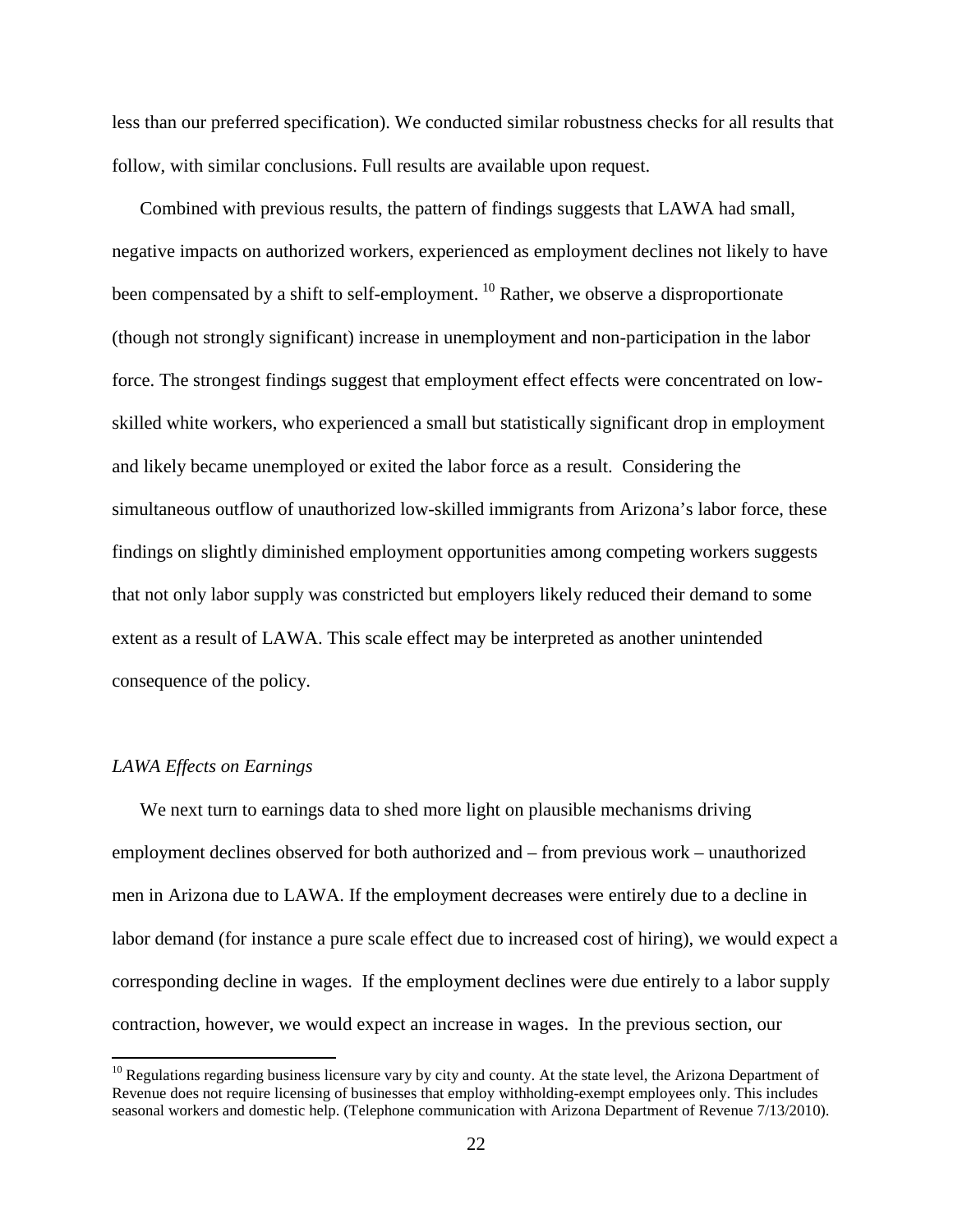less than our preferred specification). We conducted similar robustness checks for all results that follow, with similar conclusions. Full results are available upon request.

Combined with previous results, the pattern of findings suggests that LAWA had small, negative impacts on authorized workers, experienced as employment declines not likely to have been compensated by a shift to self-employment. [10] Rather, we observe a disproportionate (though not strongly significant) increase in unemployment and non-participation in the labor force. The strongest findings suggest that employment effect effects were concentrated on low-skilled white workers, who experienced a small but statistically significant drop in employment and likely became unemployed or exited the labor force as a result. Considering the simultaneous outflow of unauthorized low-skilled immigrants from Arizona's labor force, these findings on slightly diminished employment opportunities among competing workers suggests that not only labor supply was constricted but employers likely reduced their demand to some extent as a result of LAWA. This scale effect may be interpreted as another unintended consequence of the policy.

*LAWA Effects on Earnings*

We next turn to earnings data to shed more light on plausible mechanisms driving employment declines observed for both authorized and – from previous work – unauthorized men in Arizona due to LAWA. If the employment decreases were entirely due to a decline in labor demand (for instance a pure scale effect due to increased cost of hiring), we would expect a corresponding decline in wages. If the employment declines were due entirely to a labor supply contraction, however, we would expect an increase in wages. In the previous section, our

[10] Regulations regarding business licensure vary by city and county. At the state level, the Arizona Department of Revenue does not require licensing of businesses that employ withholding-exempt employees only. This includes seasonal workers and domestic help. (Telephone communication with Arizona Department of Revenue 7/13/2010).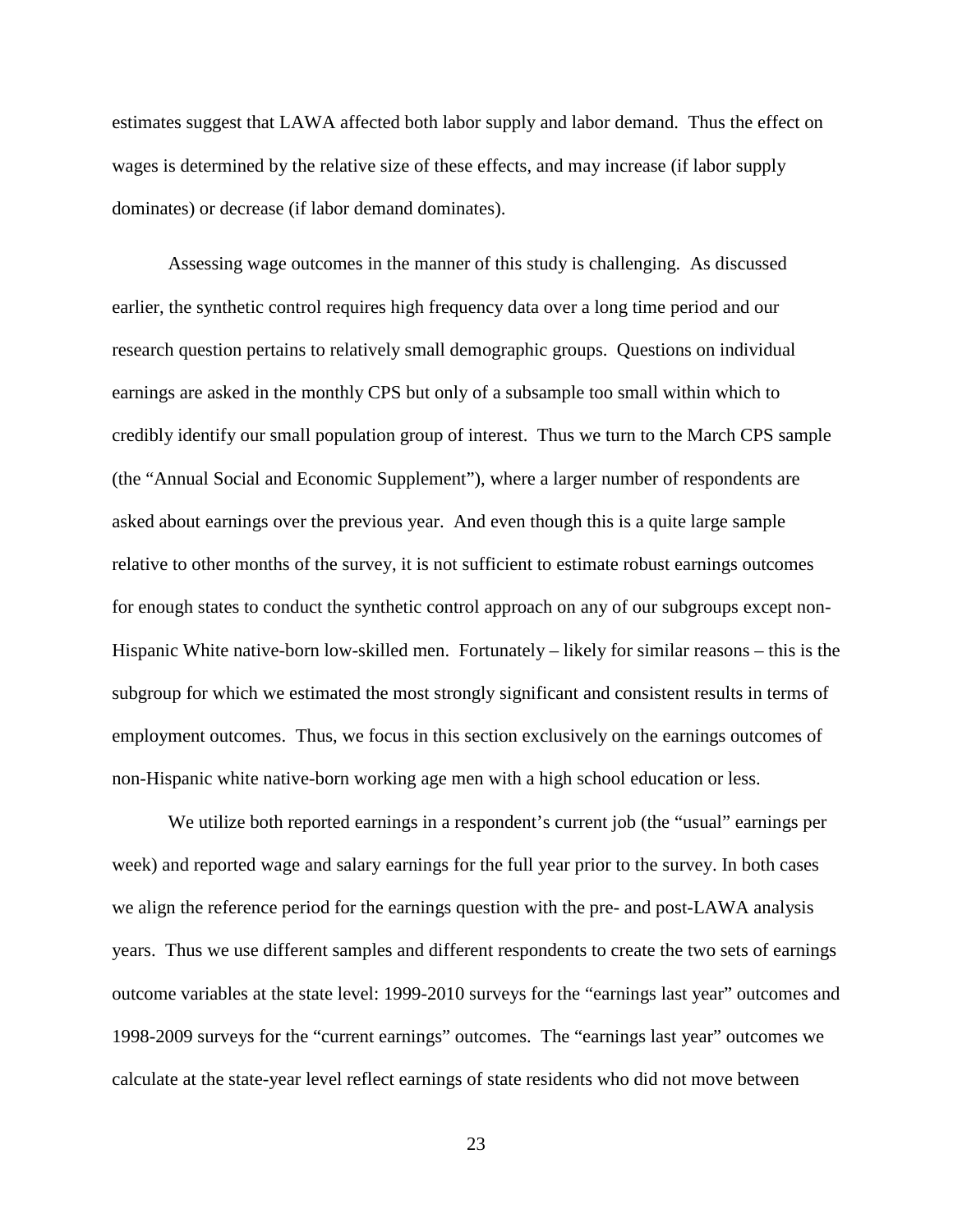estimates suggest that LAWA affected both labor supply and labor demand. Thus the effect on wages is determined by the relative size of these effects, and may increase (if labor supply dominates) or decrease (if labor demand dominates).

Assessing wage outcomes in the manner of this study is challenging. As discussed earlier, the synthetic control requires high frequency data over a long time period and our research question pertains to relatively small demographic groups. Questions on individual earnings are asked in the monthly CPS but only of a subsample too small within which to credibly identify our small population group of interest. Thus we turn to the March CPS sample (the "Annual Social and Economic Supplement"), where a larger number of respondents are asked about earnings over the previous year. And even though this is a quite large sample relative to other months of the survey, it is not sufficient to estimate robust earnings outcomes for enough states to conduct the synthetic control approach on any of our subgroups except non-Hispanic White native-born low-skilled men. Fortunately – likely for similar reasons – this is the subgroup for which we estimated the most strongly significant and consistent results in terms of employment outcomes. Thus, we focus in this section exclusively on the earnings outcomes of non-Hispanic white native-born working age men with a high school education or less.

We utilize both reported earnings in a respondent's current job (the "usual" earnings per week) and reported wage and salary earnings for the full year prior to the survey. In both cases we align the reference period for the earnings question with the pre- and post-LAWA analysis years. Thus we use different samples and different respondents to create the two sets of earnings outcome variables at the state level: 1999-2010 surveys for the "earnings last year" outcomes and 1998-2009 surveys for the "current earnings" outcomes. The "earnings last year" outcomes we calculate at the state-year level reflect earnings of state residents who did not move between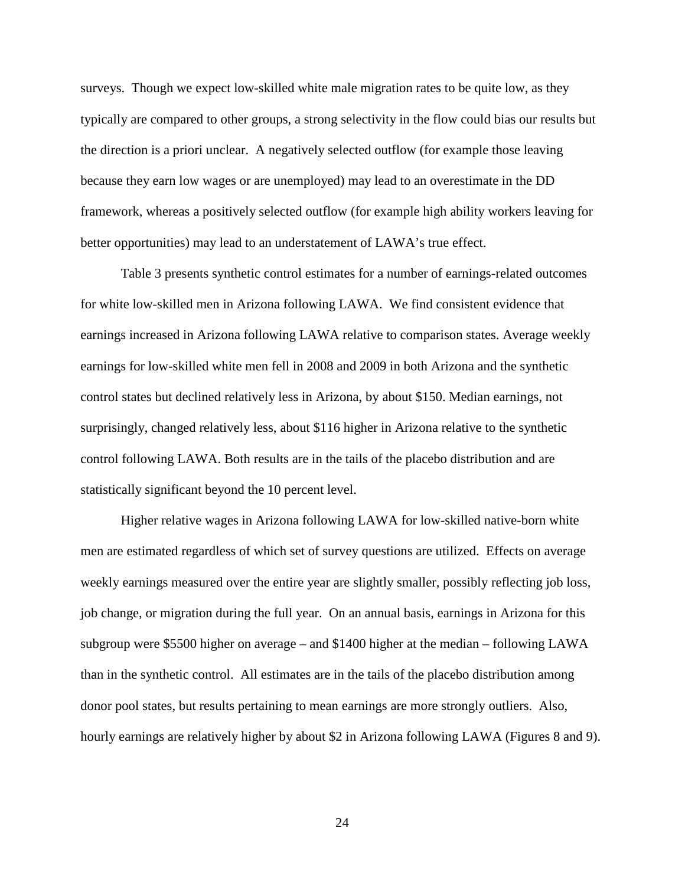surveys. Though we expect low-skilled white male migration rates to be quite low, as they typically are compared to other groups, a strong selectivity in the flow could bias our results but the direction is a priori unclear. A negatively selected outflow (for example those leaving because they earn low wages or are unemployed) may lead to an overestimate in the DD framework, whereas a positively selected outflow (for example high ability workers leaving for better opportunities) may lead to an understatement of LAWA's true effect.

Table 3 presents synthetic control estimates for a number of earnings-related outcomes for white low-skilled men in Arizona following LAWA. We find consistent evidence that earnings increased in Arizona following LAWA relative to comparison states. Average weekly earnings for low-skilled white men fell in 2008 and 2009 in both Arizona and the synthetic control states but declined relatively less in Arizona, by about $150. Median earnings, not surprisingly, changed relatively less, about $116 higher in Arizona relative to the synthetic control following LAWA. Both results are in the tails of the placebo distribution and are statistically significant beyond the 10 percent level.

Higher relative wages in Arizona following LAWA for low-skilled native-born white men are estimated regardless of which set of survey questions are utilized. Effects on average weekly earnings measured over the entire year are slightly smaller, possibly reflecting job loss, job change, or migration during the full year. On an annual basis, earnings in Arizona for this subgroup were $5500 higher on average – and $1400 higher at the median – following LAWA than in the synthetic control. All estimates are in the tails of the placebo distribution among donor pool states, but results pertaining to mean earnings are more strongly outliers. Also, hourly earnings are relatively higher by about $2 in Arizona following LAWA (Figures 8 and 9).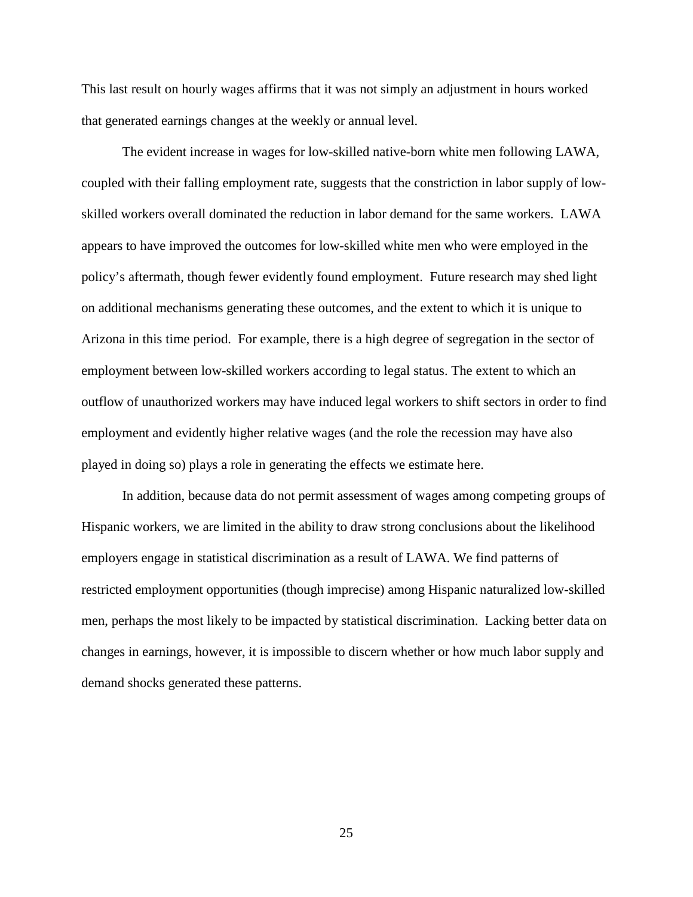This last result on hourly wages affirms that it was not simply an adjustment in hours worked that generated earnings changes at the weekly or annual level.

The evident increase in wages for low-skilled native-born white men following LAWA, coupled with their falling employment rate, suggests that the constriction in labor supply of low-skilled workers overall dominated the reduction in labor demand for the same workers. LAWA appears to have improved the outcomes for low-skilled white men who were employed in the policy's aftermath, though fewer evidently found employment. Future research may shed light on additional mechanisms generating these outcomes, and the extent to which it is unique to Arizona in this time period. For example, there is a high degree of segregation in the sector of employment between low-skilled workers according to legal status. The extent to which an outflow of unauthorized workers may have induced legal workers to shift sectors in order to find employment and evidently higher relative wages (and the role the recession may have also played in doing so) plays a role in generating the effects we estimate here.

In addition, because data do not permit assessment of wages among competing groups of Hispanic workers, we are limited in the ability to draw strong conclusions about the likelihood employers engage in statistical discrimination as a result of LAWA. We find patterns of restricted employment opportunities (though imprecise) among Hispanic naturalized low-skilled men, perhaps the most likely to be impacted by statistical discrimination. Lacking better data on changes in earnings, however, it is impossible to discern whether or how much labor supply and demand shocks generated these patterns.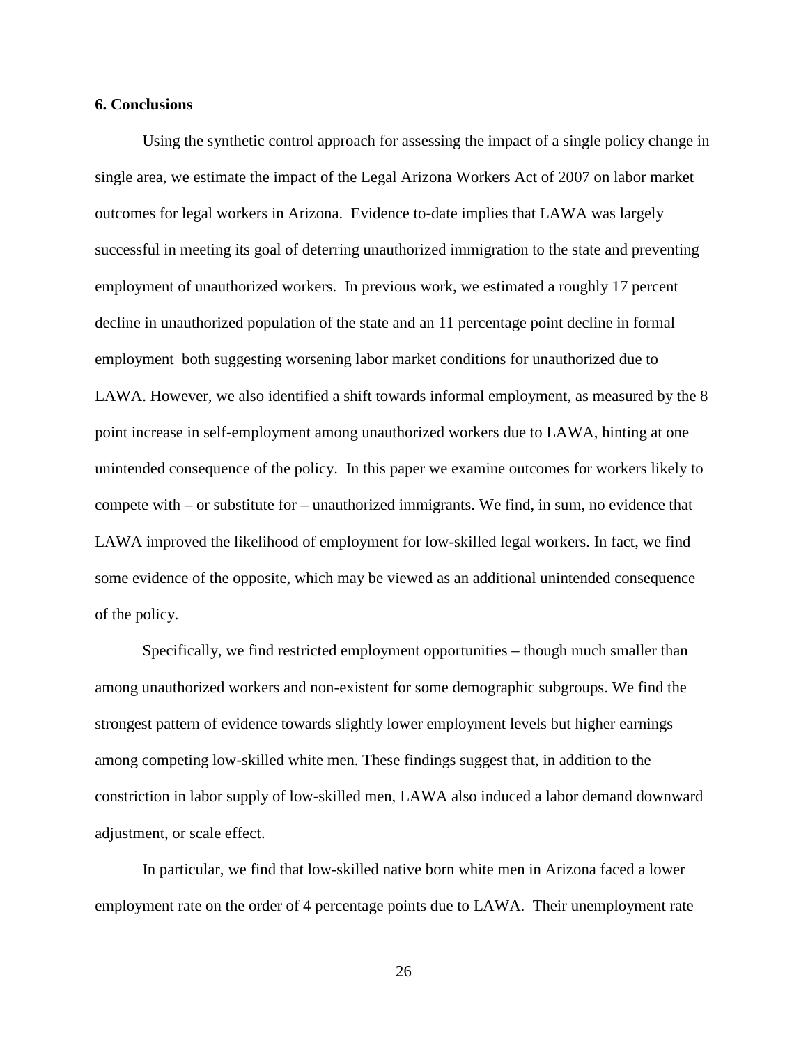**6. Conclusions**

Using the synthetic control approach for assessing the impact of a single policy change in single area, we estimate the impact of the Legal Arizona Workers Act of 2007 on labor market outcomes for legal workers in Arizona. Evidence to-date implies that LAWA was largely successful in meeting its goal of deterring unauthorized immigration to the state and preventing employment of unauthorized workers. In previous work, we estimated a roughly 17 percent decline in unauthorized population of the state and an 11 percentage point decline in formal employment both suggesting worsening labor market conditions for unauthorized due to LAWA. However, we also identified a shift towards informal employment, as measured by the 8 point increase in self-employment among unauthorized workers due to LAWA, hinting at one unintended consequence of the policy. In this paper we examine outcomes for workers likely to compete with – or substitute for – unauthorized immigrants. We find, in sum, no evidence that LAWA improved the likelihood of employment for low-skilled legal workers. In fact, we find some evidence of the opposite, which may be viewed as an additional unintended consequence of the policy.

Specifically, we find restricted employment opportunities – though much smaller than among unauthorized workers and non-existent for some demographic subgroups. We find the strongest pattern of evidence towards slightly lower employment levels but higher earnings among competing low-skilled white men. These findings suggest that, in addition to the constriction in labor supply of low-skilled men, LAWA also induced a labor demand downward adjustment, or scale effect.

In particular, we find that low-skilled native born white men in Arizona faced a lower employment rate on the order of 4 percentage points due to LAWA. Their unemployment rate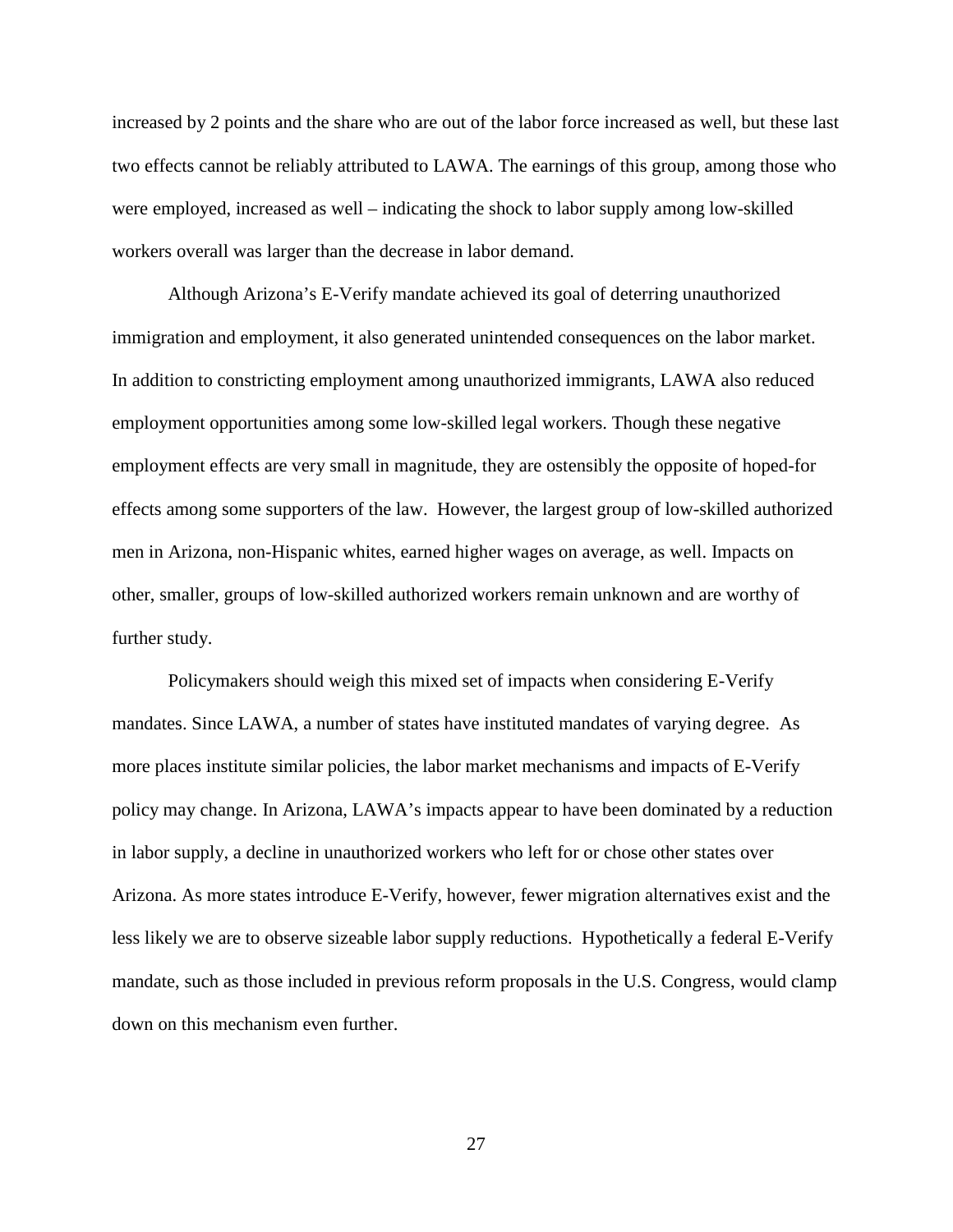increased by 2 points and the share who are out of the labor force increased as well, but these last two effects cannot be reliably attributed to LAWA. The earnings of this group, among those who were employed, increased as well – indicating the shock to labor supply among low-skilled workers overall was larger than the decrease in labor demand.

Although Arizona's E-Verify mandate achieved its goal of deterring unauthorized immigration and employment, it also generated unintended consequences on the labor market. In addition to constricting employment among unauthorized immigrants, LAWA also reduced employment opportunities among some low-skilled legal workers. Though these negative employment effects are very small in magnitude, they are ostensibly the opposite of hoped-for effects among some supporters of the law. However, the largest group of low-skilled authorized men in Arizona, non-Hispanic whites, earned higher wages on average, as well. Impacts on other, smaller, groups of low-skilled authorized workers remain unknown and are worthy of further study.

Policymakers should weigh this mixed set of impacts when considering E-Verify mandates. Since LAWA, a number of states have instituted mandates of varying degree. As more places institute similar policies, the labor market mechanisms and impacts of E-Verify policy may change. In Arizona, LAWA's impacts appear to have been dominated by a reduction in labor supply, a decline in unauthorized workers who left for or chose other states over Arizona. As more states introduce E-Verify, however, fewer migration alternatives exist and the less likely we are to observe sizeable labor supply reductions. Hypothetically a federal E-Verify mandate, such as those included in previous reform proposals in the U.S. Congress, would clamp down on this mechanism even further.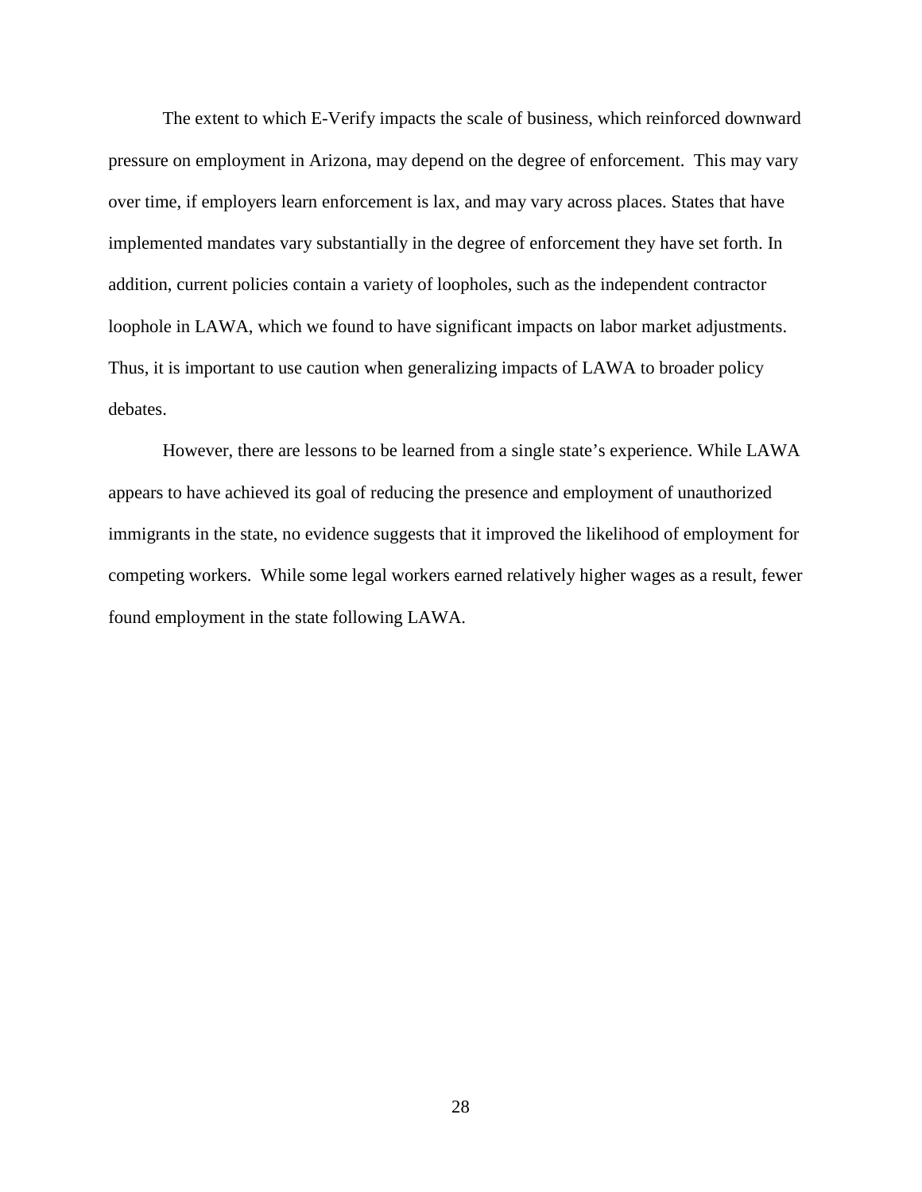The extent to which E-Verify impacts the scale of business, which reinforced downward pressure on employment in Arizona, may depend on the degree of enforcement. This may vary over time, if employers learn enforcement is lax, and may vary across places. States that have implemented mandates vary substantially in the degree of enforcement they have set forth. In addition, current policies contain a variety of loopholes, such as the independent contractor loophole in LAWA, which we found to have significant impacts on labor market adjustments. Thus, it is important to use caution when generalizing impacts of LAWA to broader policy debates.

However, there are lessons to be learned from a single state's experience. While LAWA appears to have achieved its goal of reducing the presence and employment of unauthorized immigrants in the state, no evidence suggests that it improved the likelihood of employment for competing workers. While some legal workers earned relatively higher wages as a result, fewer found employment in the state following LAWA.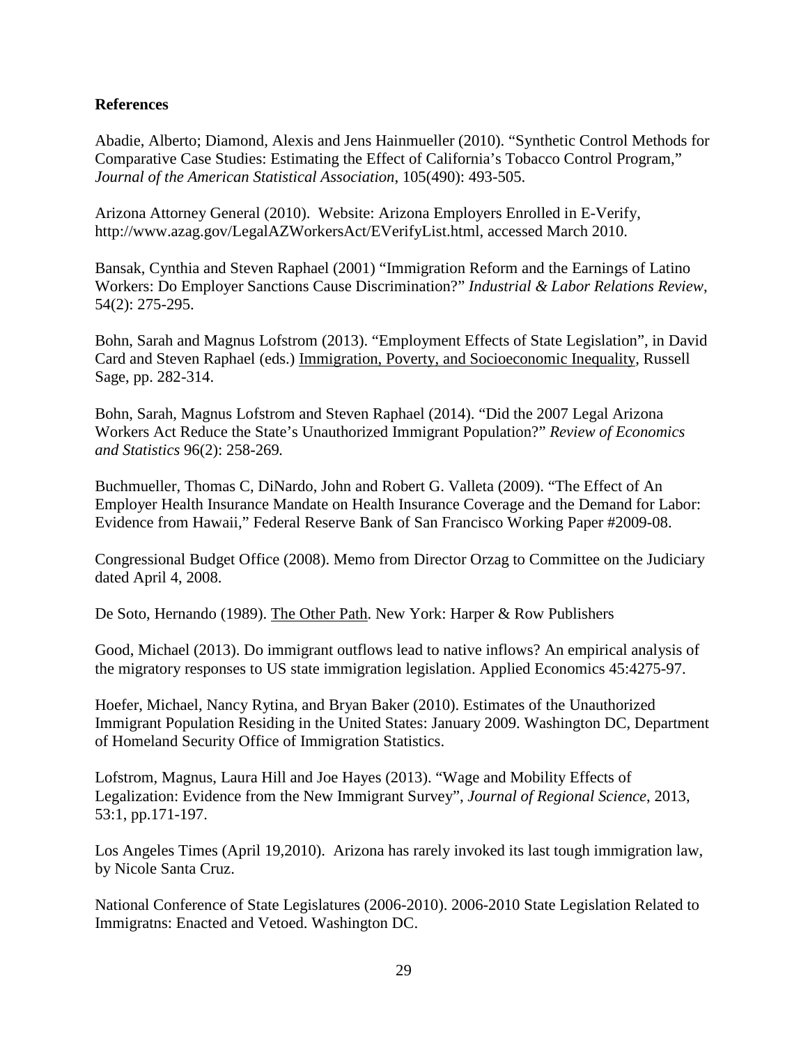**References**

Abadie, Alberto; Diamond, Alexis and Jens Hainmueller (2010). "Synthetic Control Methods for Comparative Case Studies: Estimating the Effect of California's Tobacco Control Program," *Journal of the American Statistical Association*, 105(490): 493-505.

Arizona Attorney General (2010). Website: Arizona Employers Enrolled in E-Verify, http://www.azag.gov/LegalAZWorkersAct/EVerifyList.html, accessed March 2010.

Bansak, Cynthia and Steven Raphael (2001) "Immigration Reform and the Earnings of Latino Workers: Do Employer Sanctions Cause Discrimination?" *Industrial & Labor Relations Review*, 54(2): 275-295.

Bohn, Sarah and Magnus Lofstrom (2013). "Employment Effects of State Legislation", in David Card and Steven Raphael (eds.) Immigration, Poverty, and Socioeconomic Inequality, Russell Sage, pp. 282-314.

Bohn, Sarah, Magnus Lofstrom and Steven Raphael (2014). "Did the 2007 Legal Arizona Workers Act Reduce the State's Unauthorized Immigrant Population?" *Review of Economics and Statistics* 96(2): 258-269.

Buchmueller, Thomas C, DiNardo, John and Robert G. Valleta (2009). "The Effect of An Employer Health Insurance Mandate on Health Insurance Coverage and the Demand for Labor: Evidence from Hawaii," Federal Reserve Bank of San Francisco Working Paper #2009-08.

Congressional Budget Office (2008). Memo from Director Orzag to Committee on the Judiciary dated April 4, 2008.

De Soto, Hernando (1989). The Other Path. New York: Harper & Row Publishers

Good, Michael (2013). Do immigrant outflows lead to native inflows? An empirical analysis of the migratory responses to US state immigration legislation. Applied Economics 45:4275-97.

Hoefer, Michael, Nancy Rytina, and Bryan Baker (2010). Estimates of the Unauthorized Immigrant Population Residing in the United States: January 2009. Washington DC, Department of Homeland Security Office of Immigration Statistics.

Lofstrom, Magnus, Laura Hill and Joe Hayes (2013). "Wage and Mobility Effects of Legalization: Evidence from the New Immigrant Survey", *Journal of Regional Science*, 2013, 53:1, pp.171-197.

Los Angeles Times (April 19,2010). Arizona has rarely invoked its last tough immigration law, by Nicole Santa Cruz.

National Conference of State Legislatures (2006-2010). 2006-2010 State Legislation Related to Immigratns: Enacted and Vetoed. Washington DC.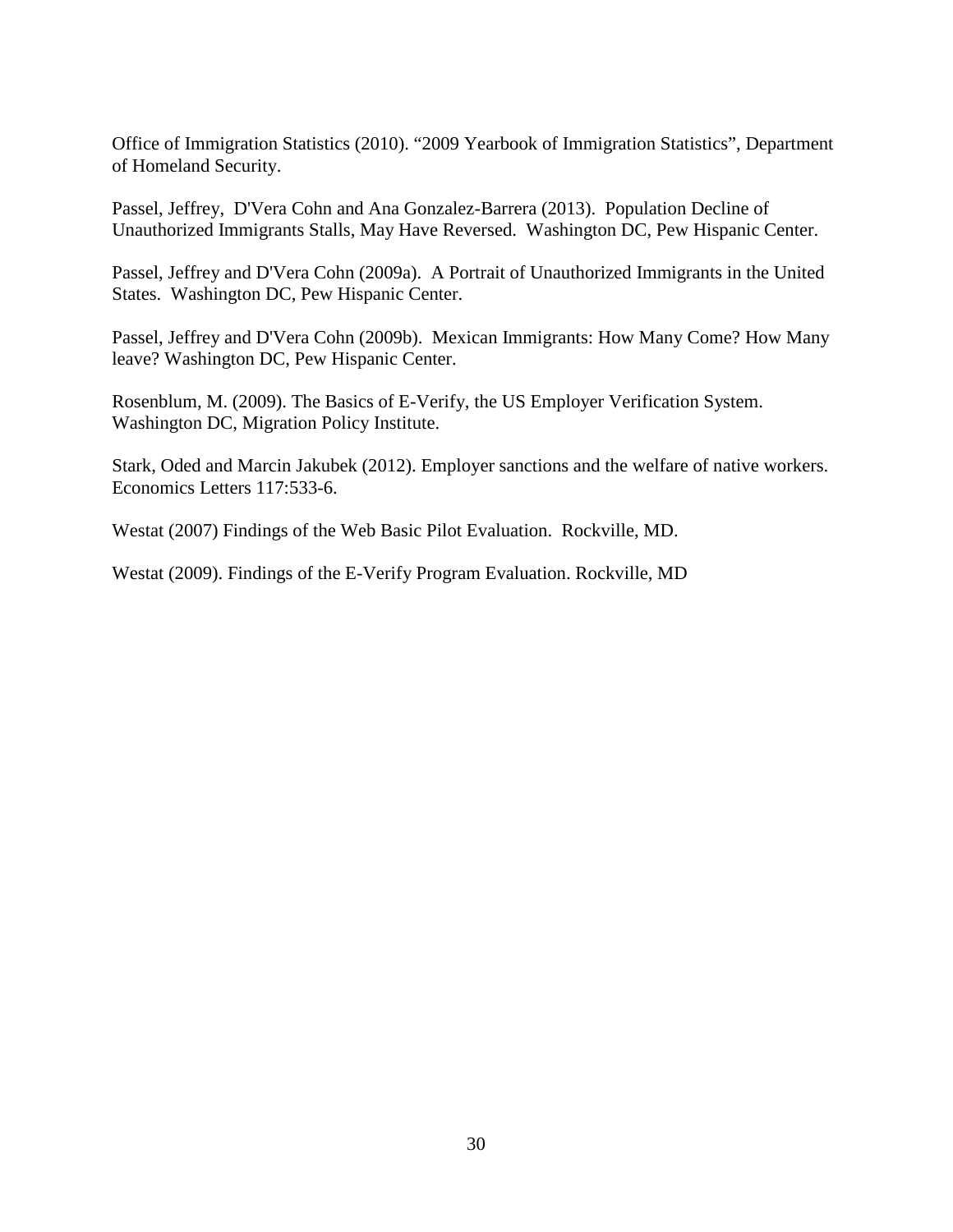Office of Immigration Statistics (2010). “2009 Yearbook of Immigration Statistics”, Department of Homeland Security.

Passel, Jeffrey, D'Vera Cohn and Ana Gonzalez-Barrera (2013). Population Decline of Unauthorized Immigrants Stalls, May Have Reversed. Washington DC, Pew Hispanic Center.

Passel, Jeffrey and D'Vera Cohn (2009a). A Portrait of Unauthorized Immigrants in the United States. Washington DC, Pew Hispanic Center.

Passel, Jeffrey and D'Vera Cohn (2009b). Mexican Immigrants: How Many Come? How Many leave? Washington DC, Pew Hispanic Center.

Rosenblum, M. (2009). The Basics of E-Verify, the US Employer Verification System. Washington DC, Migration Policy Institute.

Stark, Oded and Marcin Jakubek (2012). Employer sanctions and the welfare of native workers. Economics Letters 117:533-6.

Westat (2007) Findings of the Web Basic Pilot Evaluation. Rockville, MD.

Westat (2009). Findings of the E-Verify Program Evaluation. Rockville, MD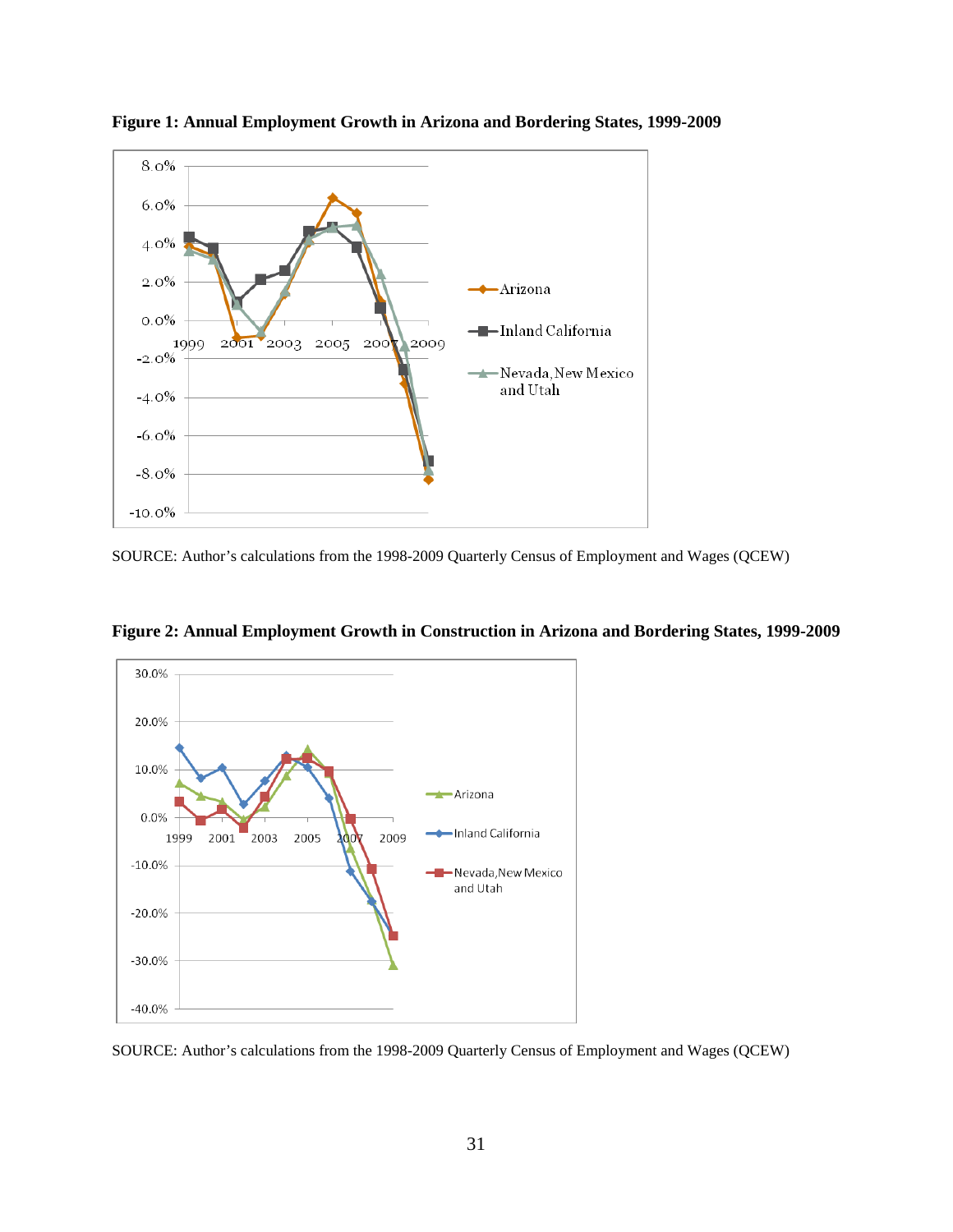**Figure 1: Annual Employment Growth in Arizona and Bordering States, 1999-2009**

SOURCE: Author's calculations from the 1998-2009 Quarterly Census of Employment and Wages (QCEW)

**Figure 2: Annual Employment Growth in Construction in Arizona and Bordering States, 1999-2009**

SOURCE: Author's calculations from the 1998-2009 Quarterly Census of Employment and Wages (QCEW)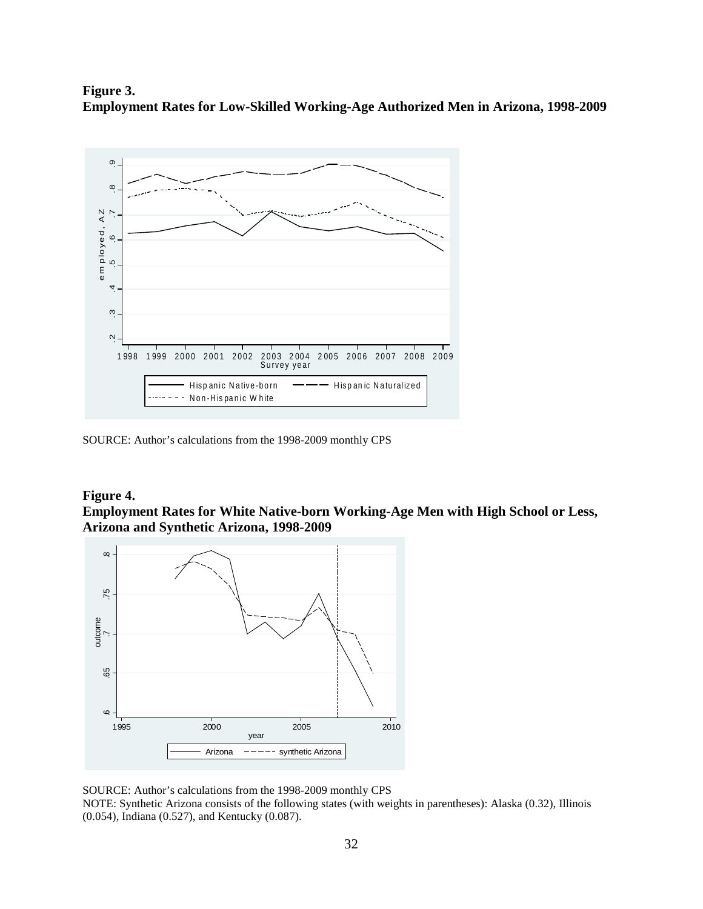**Figure 3.**
**Employment Rates for Low-Skilled Working-Age Authorized Men in Arizona, 1998-2009**

SOURCE: Author's calculations from the 1998-2009 monthly CPS

**Figure 4.**
**Employment Rates for White Native-born Working-Age Men with High School or Less, Arizona and Synthetic Arizona, 1998-2009**

SOURCE: Author's calculations from the 1998-2009 monthly CPS
NOTE: Synthetic Arizona consists of the following states (with weights in parentheses): Alaska (0.32), Illinois (0.054), Indiana (0.527), and Kentucky (0.087).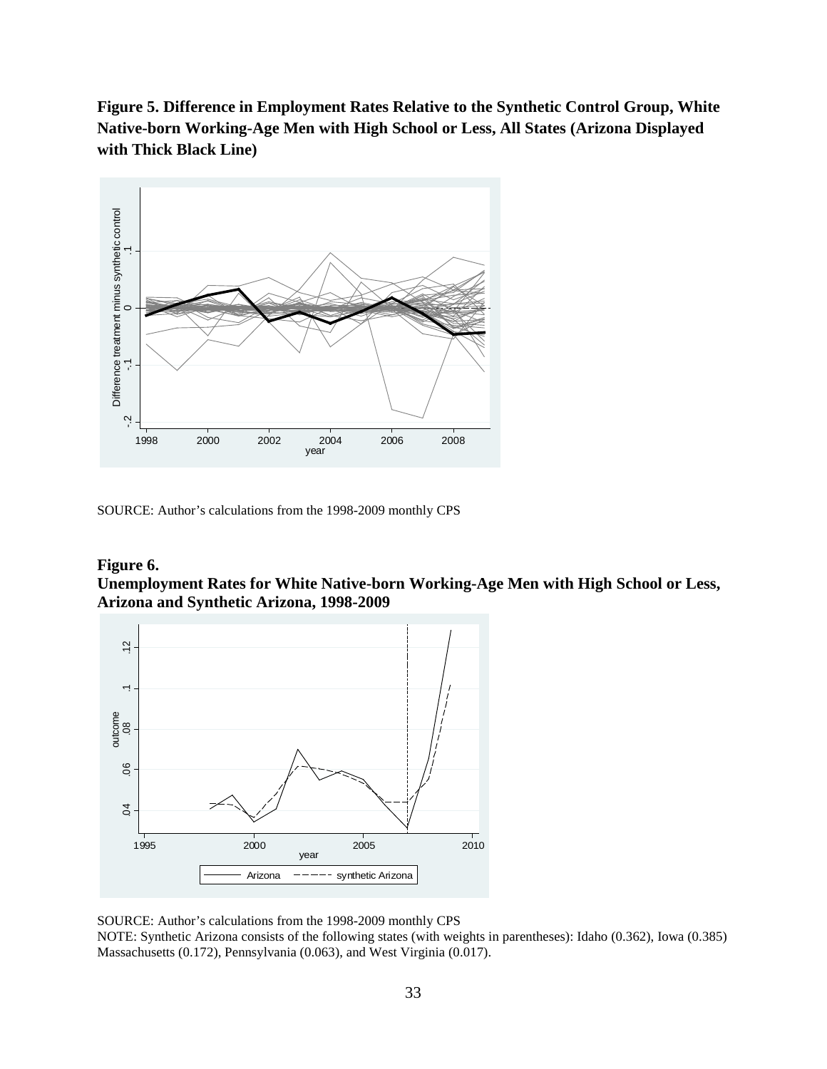**Figure 5. Difference in Employment Rates Relative to the Synthetic Control Group, White Native-born Working-Age Men with High School or Less, All States (Arizona Displayed with Thick Black Line)**

SOURCE: Author's calculations from the 1998-2009 monthly CPS

**Figure 6.**
**Unemployment Rates for White Native-born Working-Age Men with High School or Less, Arizona and Synthetic Arizona, 1998-2009**

SOURCE: Author's calculations from the 1998-2009 monthly CPS
NOTE: Synthetic Arizona consists of the following states (with weights in parentheses): Idaho (0.362), Iowa (0.385) Massachusetts (0.172), Pennsylvania (0.063), and West Virginia (0.017).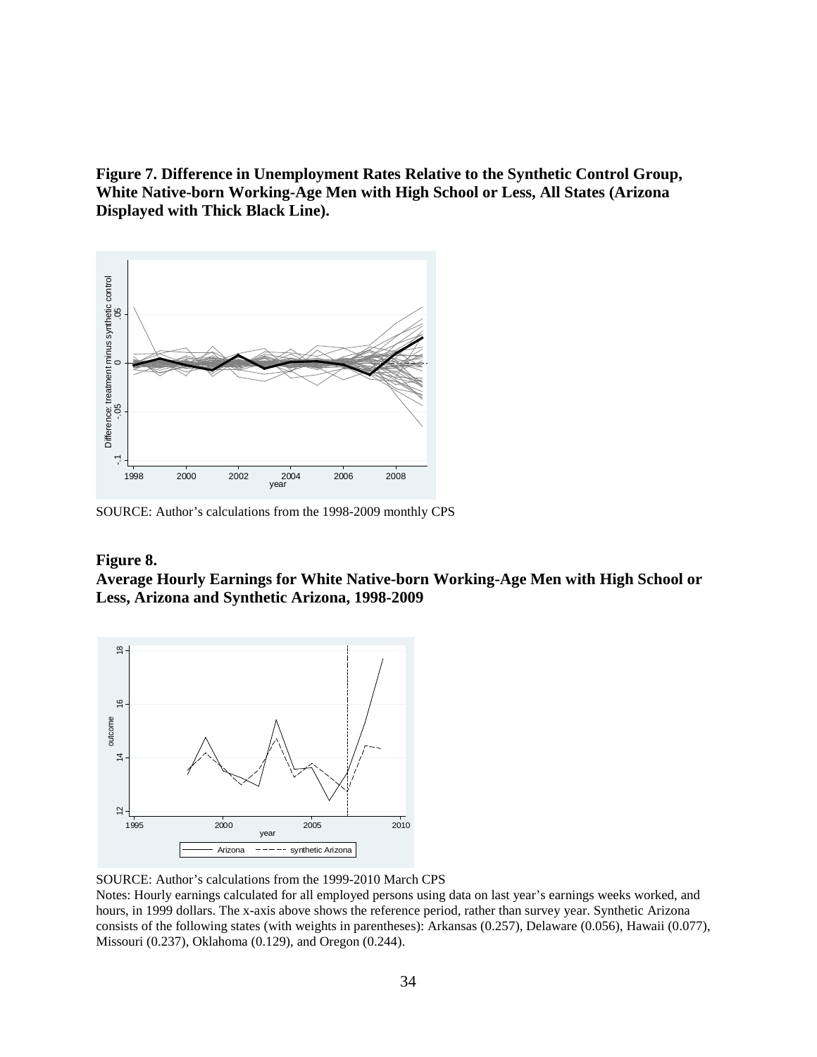**Figure 7. Difference in Unemployment Rates Relative to the Synthetic Control Group, White Native-born Working-Age Men with High School or Less, All States (Arizona Displayed with Thick Black Line).**

SOURCE: Author's calculations from the 1998-2009 monthly CPS

**Figure 8.**

**Average Hourly Earnings for White Native-born Working-Age Men with High School or Less, Arizona and Synthetic Arizona, 1998-2009**

SOURCE: Author's calculations from the 1999-2010 March CPS

Notes: Hourly earnings calculated for all employed persons using data on last year's earnings weeks worked, and hours, in 1999 dollars. The x-axis above shows the reference period, rather than survey year. Synthetic Arizona consists of the following states (with weights in parentheses): Arkansas (0.257), Delaware (0.056), Hawaii (0.077), Missouri (0.237), Oklahoma (0.129), and Oregon (0.244).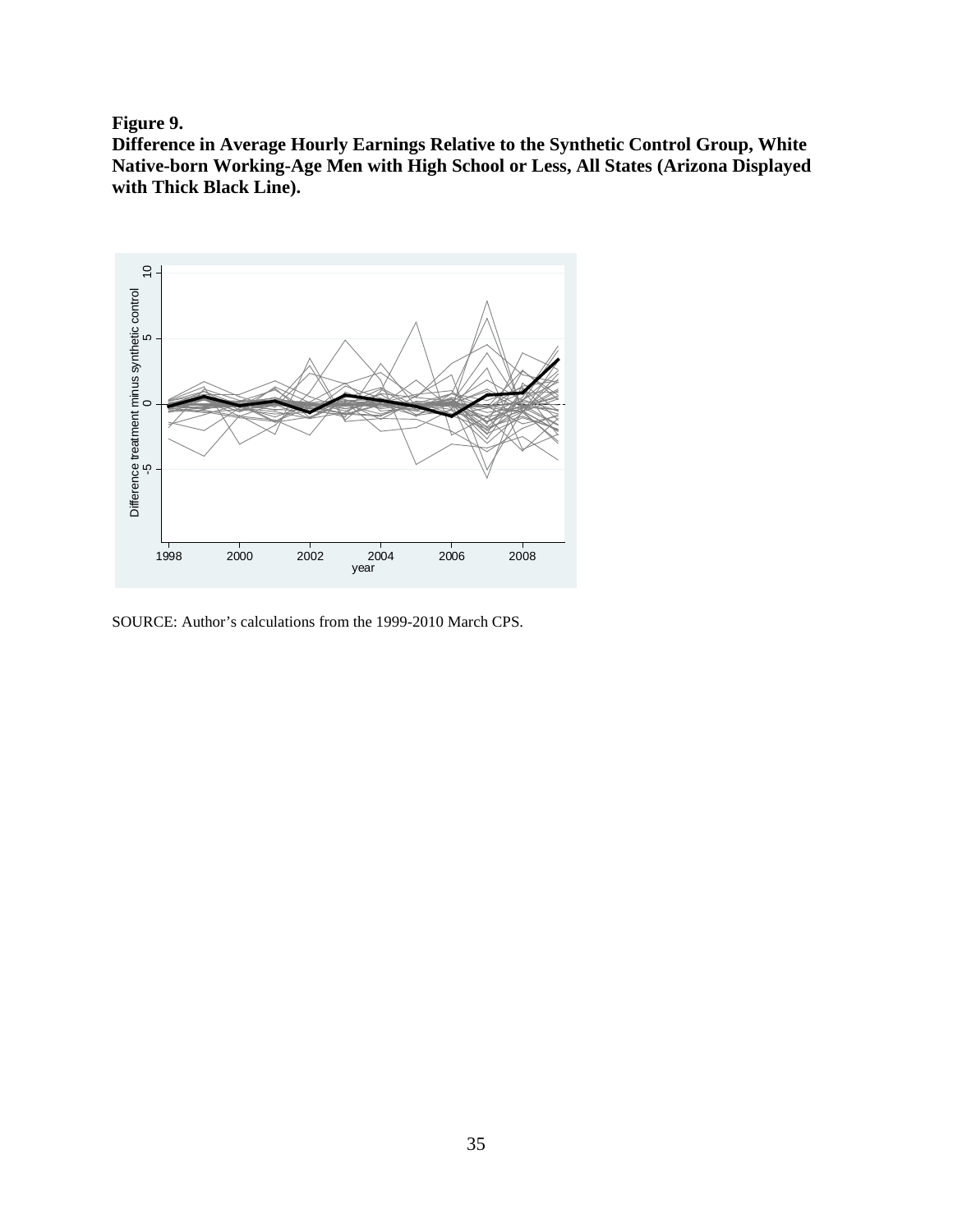**Figure 9.**
**Difference in Average Hourly Earnings Relative to the Synthetic Control Group, White Native-born Working-Age Men with High School or Less, All States (Arizona Displayed with Thick Black Line).**

SOURCE: Author's calculations from the 1999-2010 March CPS.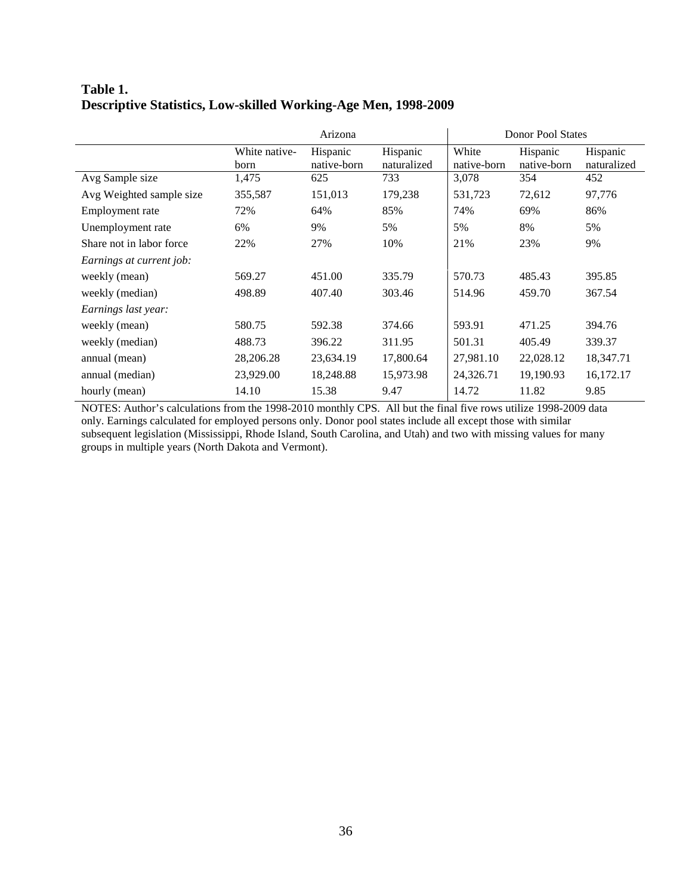**Table 1.**
**Descriptive Statistics, Low-skilled Working-Age Men, 1998-2009**

| | Arizona | | | Donor Pool States | | |
|---|---|---|---|---|---|---|
| | White native-born | Hispanic native-born | Hispanic naturalized | White native-born | Hispanic native-born | Hispanic naturalized |
| Avg Sample size | 1,475 | 625 | 733 | 3,078 | 354 | 452 |
| Avg Weighted sample size | 355,587 | 151,013 | 179,238 | 531,723 | 72,612 | 97,776 |
| Employment rate | 72% | 64% | 85% | 74% | 69% | 86% |
| Unemployment rate | 6% | 9% | 5% | 5% | 8% | 5% |
| Share not in labor force | 22% | 27% | 10% | 21% | 23% | 9% |
| *Earnings at current job:* | | | | | | |
| weekly (mean) | 569.27 | 451.00 | 335.79 | 570.73 | 485.43 | 395.85 |
| weekly (median) | 498.89 | 407.40 | 303.46 | 514.96 | 459.70 | 367.54 |
| *Earnings last year:* | | | | | | |
| weekly (mean) | 580.75 | 592.38 | 374.66 | 593.91 | 471.25 | 394.76 |
| weekly (median) | 488.73 | 396.22 | 311.95 | 501.31 | 405.49 | 339.37 |
| annual (mean) | 28,206.28 | 23,634.19 | 17,800.64 | 27,981.10 | 22,028.12 | 18,347.71 |
| annual (median) | 23,929.00 | 18,248.88 | 15,973.98 | 24,326.71 | 19,190.93 | 16,172.17 |
| hourly (mean) | 14.10 | 15.38 | 9.47 | 14.72 | 11.82 | 9.85 |

NOTES: Author's calculations from the 1998-2010 monthly CPS. All but the final five rows utilize 1998-2009 data only. Earnings calculated for employed persons only. Donor pool states include all except those with similar subsequent legislation (Mississippi, Rhode Island, South Carolina, and Utah) and two with missing values for many groups in multiple years (North Dakota and Vermont).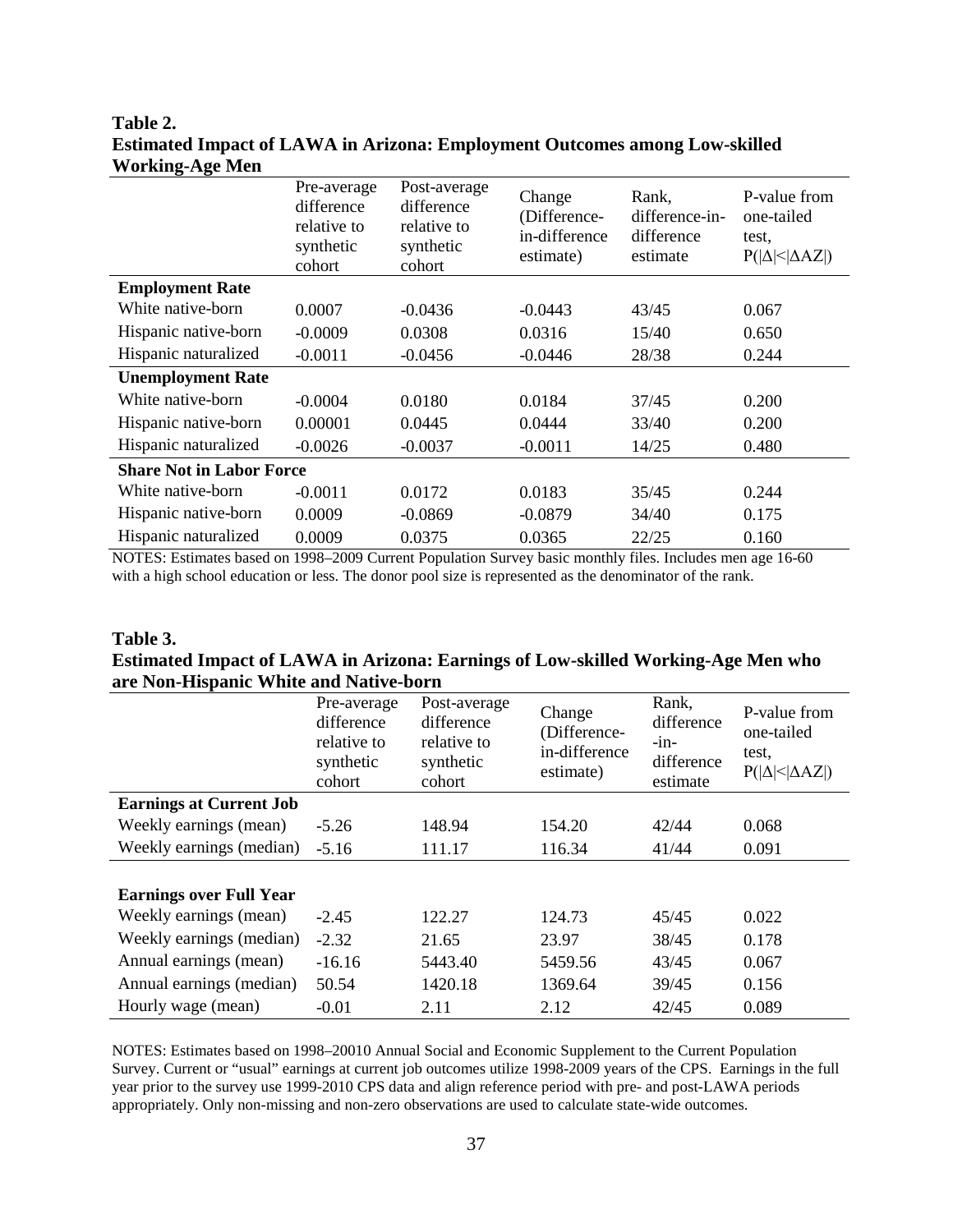**Table 2.**
**Estimated Impact of LAWA in Arizona: Employment Outcomes among Low-skilled Working-Age Men**

| | Pre-average difference relative to synthetic cohort | Post-average difference relative to synthetic cohort | Change (Difference-in-difference estimate) | Rank, difference-in-difference estimate | P-value from one-tailed test, $P(\lvert\Delta\rvert<\lvert\Delta AZ\rvert)$ |
|---|---|---|---|---|---|
| **Employment Rate** | | | | | |
| White native-born | 0.0007 | -0.0436 | -0.0443 | 43/45 | 0.067 |
| Hispanic native-born | -0.0009 | 0.0308 | 0.0316 | 15/40 | 0.650 |
| Hispanic naturalized | -0.0011 | -0.0456 | -0.0446 | 28/38 | 0.244 |
| **Unemployment Rate** | | | | | |
| White native-born | -0.0004 | 0.0180 | 0.0184 | 37/45 | 0.200 |
| Hispanic native-born | 0.00001 | 0.0445 | 0.0444 | 33/40 | 0.200 |
| Hispanic naturalized | -0.0026 | -0.0037 | -0.0011 | 14/25 | 0.480 |
| **Share Not in Labor Force** | | | | | |
| White native-born | -0.0011 | 0.0172 | 0.0183 | 35/45 | 0.244 |
| Hispanic native-born | 0.0009 | -0.0869 | -0.0879 | 34/40 | 0.175 |
| Hispanic naturalized | 0.0009 | 0.0375 | 0.0365 | 22/25 | 0.160 |

NOTES: Estimates based on 1998–2009 Current Population Survey basic monthly files. Includes men age 16-60 with a high school education or less. The donor pool size is represented as the denominator of the rank.

**Table 3.**
**Estimated Impact of LAWA in Arizona: Earnings of Low-skilled Working-Age Men who are Non-Hispanic White and Native-born**

| | Pre-average difference relative to synthetic cohort | Post-average difference relative to synthetic cohort | Change (Difference-in-difference estimate) | Rank, difference-in-difference estimate | P-value from one-tailed test, $P(\lvert\Delta\rvert<\lvert\Delta AZ\rvert)$ |
|---|---|---|---|---|---|
| **Earnings at Current Job** | | | | | |
| Weekly earnings (mean) | -5.26 | 148.94 | 154.20 | 42/44 | 0.068 |
| Weekly earnings (median) | -5.16 | 111.17 | 116.34 | 41/44 | 0.091 |
| **Earnings over Full Year** | | | | | |
| Weekly earnings (mean) | -2.45 | 122.27 | 124.73 | 45/45 | 0.022 |
| Weekly earnings (median) | -2.32 | 21.65 | 23.97 | 38/45 | 0.178 |
| Annual earnings (mean) | -16.16 | 5443.40 | 5459.56 | 43/45 | 0.067 |
| Annual earnings (median) | 50.54 | 1420.18 | 1369.64 | 39/45 | 0.156 |
| Hourly wage (mean) | -0.01 | 2.11 | 2.12 | 42/45 | 0.089 |

NOTES: Estimates based on 1998–20010 Annual Social and Economic Supplement to the Current Population Survey. Current or "usual" earnings at current job outcomes utilize 1998-2009 years of the CPS. Earnings in the full year prior to the survey use 1999-2010 CPS data and align reference period with pre- and post-LAWA periods appropriately. Only non-missing and non-zero observations are used to calculate state-wide outcomes.